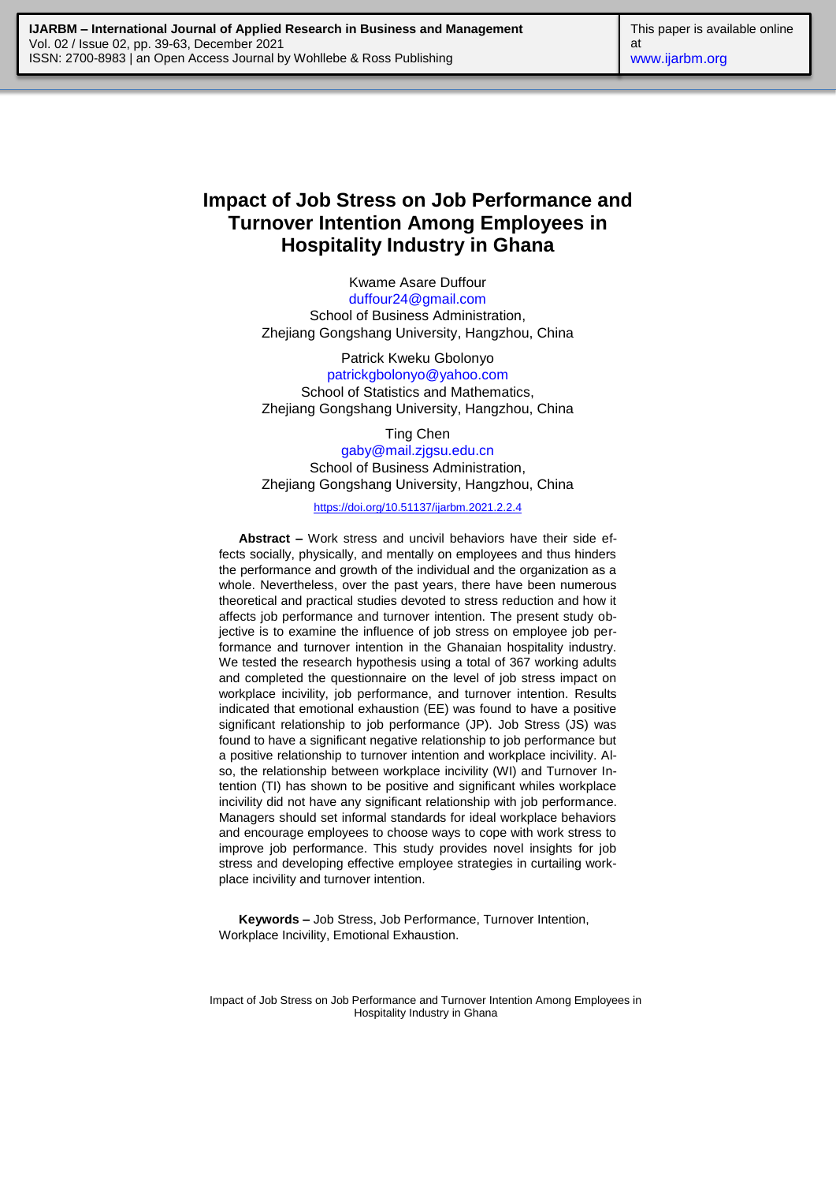# Impact of Job Stress on Job Performance and Turnover Intention Among Employees in Hospitality Industry in Ghana

Kwame Asare Duffour
duffour24@gmail.com
School of Business Administration,
Zhejiang Gongshang University, Hangzhou, China

Patrick Kweku Gbolonyo
patrickgbolonyo@yahoo.com
School of Statistics and Mathematics,
Zhejiang Gongshang University, Hangzhou, China

Ting Chen
gaby@mail.zjgsu.edu.cn
School of Business Administration,
Zhejiang Gongshang University, Hangzhou, China

https://doi.org/10.51137/ijarbm.2021.2.2.4

**Abstract –** Work stress and uncivil behaviors have their side effects socially, physically, and mentally on employees and thus hinders the performance and growth of the individual and the organization as a whole. Nevertheless, over the past years, there have been numerous theoretical and practical studies devoted to stress reduction and how it affects job performance and turnover intention. The present study objective is to examine the influence of job stress on employee job performance and turnover intention in the Ghanaian hospitality industry. We tested the research hypothesis using a total of 367 working adults and completed the questionnaire on the level of job stress impact on workplace incivility, job performance, and turnover intention. Results indicated that emotional exhaustion (EE) was found to have a positive significant relationship to job performance (JP). Job Stress (JS) was found to have a significant negative relationship to job performance but a positive relationship to turnover intention and workplace incivility. Also, the relationship between workplace incivility (WI) and Turnover Intention (TI) has shown to be positive and significant whiles workplace incivility did not have any significant relationship with job performance. Managers should set informal standards for ideal workplace behaviors and encourage employees to choose ways to cope with work stress to improve job performance. This study provides novel insights for job stress and developing effective employee strategies in curtailing workplace incivility and turnover intention.

**Keywords –** Job Stress, Job Performance, Turnover Intention, Workplace Incivility, Emotional Exhaustion.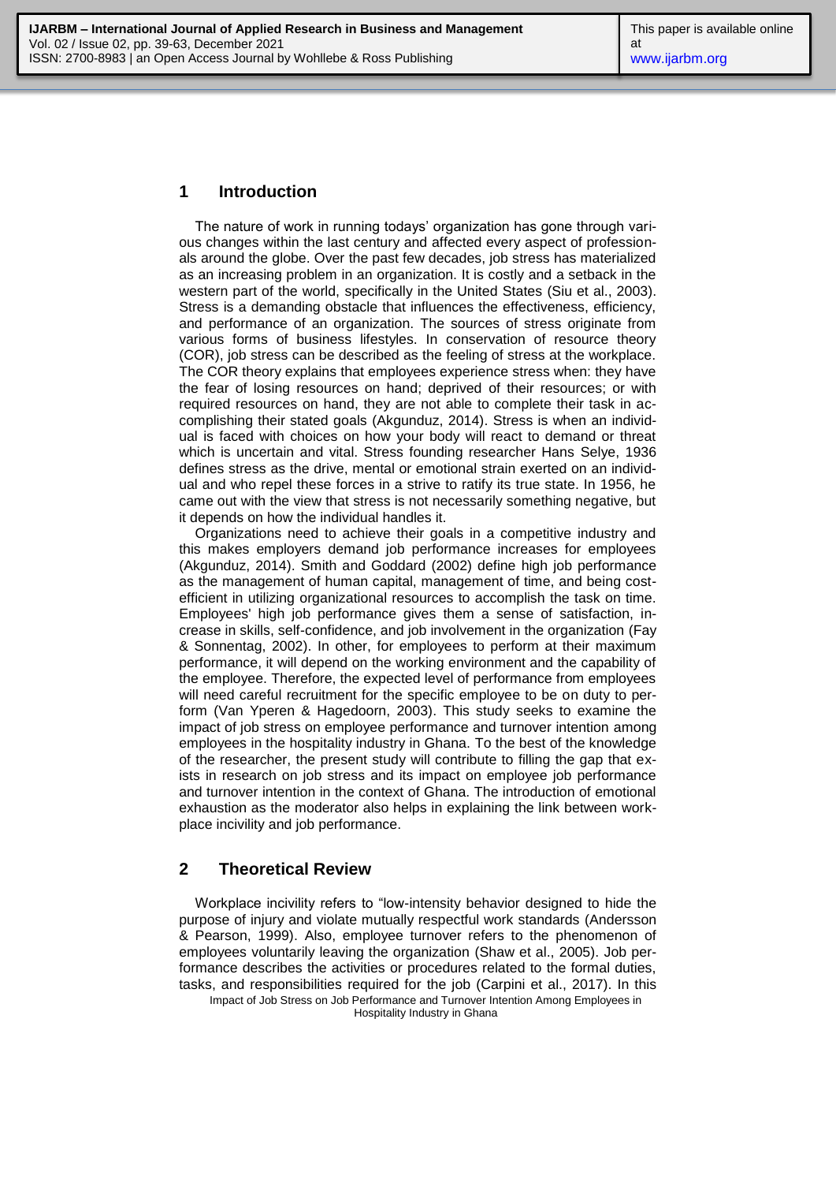## 1 Introduction

The nature of work in running todays' organization has gone through various changes within the last century and affected every aspect of professionals around the globe. Over the past few decades, job stress has materialized as an increasing problem in an organization. It is costly and a setback in the western part of the world, specifically in the United States (Siu et al., 2003). Stress is a demanding obstacle that influences the effectiveness, efficiency, and performance of an organization. The sources of stress originate from various forms of business lifestyles. In conservation of resource theory (COR), job stress can be described as the feeling of stress at the workplace. The COR theory explains that employees experience stress when: they have the fear of losing resources on hand; deprived of their resources; or with required resources on hand, they are not able to complete their task in accomplishing their stated goals (Akgunduz, 2014). Stress is when an individual is faced with choices on how your body will react to demand or threat which is uncertain and vital. Stress founding researcher Hans Selye, 1936 defines stress as the drive, mental or emotional strain exerted on an individual and who repel these forces in a strive to ratify its true state. In 1956, he came out with the view that stress is not necessarily something negative, but it depends on how the individual handles it.

Organizations need to achieve their goals in a competitive industry and this makes employers demand job performance increases for employees (Akgunduz, 2014). Smith and Goddard (2002) define high job performance as the management of human capital, management of time, and being cost-efficient in utilizing organizational resources to accomplish the task on time. Employees' high job performance gives them a sense of satisfaction, increase in skills, self-confidence, and job involvement in the organization (Fay & Sonnentag, 2002). In other, for employees to perform at their maximum performance, it will depend on the working environment and the capability of the employee. Therefore, the expected level of performance from employees will need careful recruitment for the specific employee to be on duty to perform (Van Yperen & Hagedoorn, 2003). This study seeks to examine the impact of job stress on employee performance and turnover intention among employees in the hospitality industry in Ghana. To the best of the knowledge of the researcher, the present study will contribute to filling the gap that exists in research on job stress and its impact on employee job performance and turnover intention in the context of Ghana. The introduction of emotional exhaustion as the moderator also helps in explaining the link between workplace incivility and job performance.

## 2 Theoretical Review

Workplace incivility refers to "low-intensity behavior designed to hide the purpose of injury and violate mutually respectful work standards (Andersson & Pearson, 1999). Also, employee turnover refers to the phenomenon of employees voluntarily leaving the organization (Shaw et al., 2005). Job performance describes the activities or procedures related to the formal duties, tasks, and responsibilities required for the job (Carpini et al., 2017). In this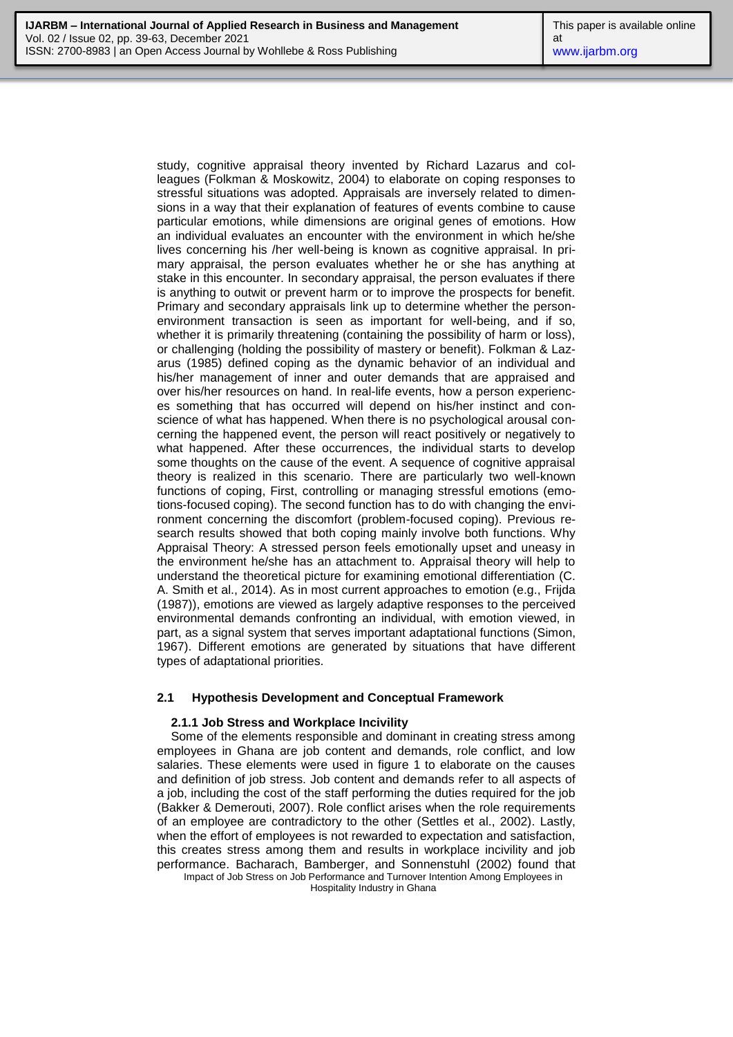study, cognitive appraisal theory invented by Richard Lazarus and colleagues (Folkman & Moskowitz, 2004) to elaborate on coping responses to stressful situations was adopted. Appraisals are inversely related to dimensions in a way that their explanation of features of events combine to cause particular emotions, while dimensions are original genes of emotions. How an individual evaluates an encounter with the environment in which he/she lives concerning his /her well-being is known as cognitive appraisal. In primary appraisal, the person evaluates whether he or she has anything at stake in this encounter. In secondary appraisal, the person evaluates if there is anything to outwit or prevent harm or to improve the prospects for benefit. Primary and secondary appraisals link up to determine whether the person-environment transaction is seen as important for well-being, and if so, whether it is primarily threatening (containing the possibility of harm or loss), or challenging (holding the possibility of mastery or benefit). Folkman & Lazarus (1985) defined coping as the dynamic behavior of an individual and his/her management of inner and outer demands that are appraised and over his/her resources on hand. In real-life events, how a person experiences something that has occurred will depend on his/her instinct and conscience of what has happened. When there is no psychological arousal concerning the happened event, the person will react positively or negatively to what happened. After these occurrences, the individual starts to develop some thoughts on the cause of the event. A sequence of cognitive appraisal theory is realized in this scenario. There are particularly two well-known functions of coping, First, controlling or managing stressful emotions (emotions-focused coping). The second function has to do with changing the environment concerning the discomfort (problem-focused coping). Previous research results showed that both coping mainly involve both functions. Why Appraisal Theory: A stressed person feels emotionally upset and uneasy in the environment he/she has an attachment to. Appraisal theory will help to understand the theoretical picture for examining emotional differentiation (C. A. Smith et al., 2014). As in most current approaches to emotion (e.g., Frijda (1987)), emotions are viewed as largely adaptive responses to the perceived environmental demands confronting an individual, with emotion viewed, in part, as a signal system that serves important adaptational functions (Simon, 1967). Different emotions are generated by situations that have different types of adaptational priorities.

## 2.1 Hypothesis Development and Conceptual Framework

### 2.1.1 Job Stress and Workplace Incivility

Some of the elements responsible and dominant in creating stress among employees in Ghana are job content and demands, role conflict, and low salaries. These elements were used in figure 1 to elaborate on the causes and definition of job stress. Job content and demands refer to all aspects of a job, including the cost of the staff performing the duties required for the job (Bakker & Demerouti, 2007). Role conflict arises when the role requirements of an employee are contradictory to the other (Settles et al., 2002). Lastly, when the effort of employees is not rewarded to expectation and satisfaction, this creates stress among them and results in workplace incivility and job performance. Bacharach, Bamberger, and Sonnenstuhl (2002) found that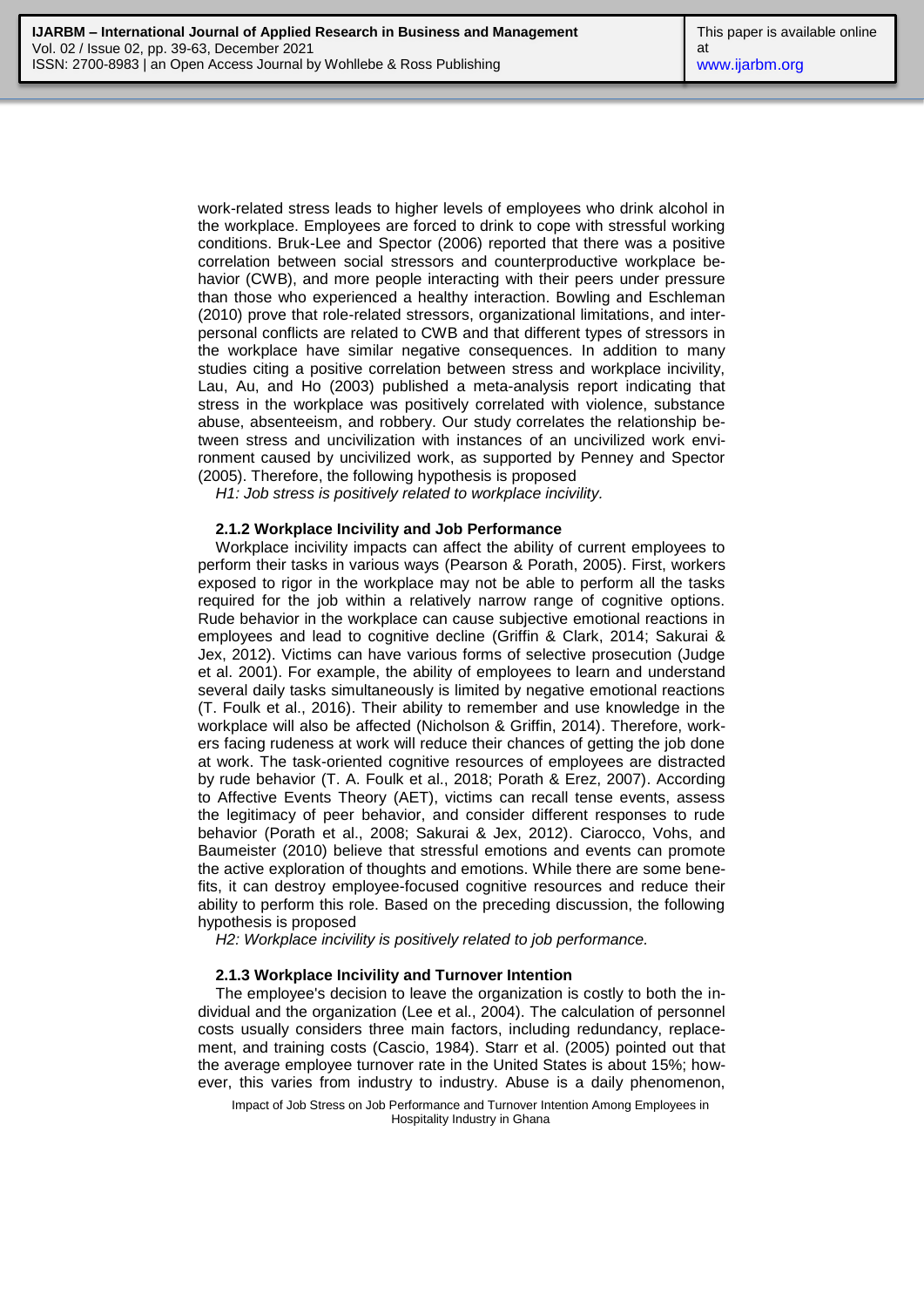work-related stress leads to higher levels of employees who drink alcohol in the workplace. Employees are forced to drink to cope with stressful working conditions. Bruk-Lee and Spector (2006) reported that there was a positive correlation between social stressors and counterproductive workplace behavior (CWB), and more people interacting with their peers under pressure than those who experienced a healthy interaction. Bowling and Eschleman (2010) prove that role-related stressors, organizational limitations, and interpersonal conflicts are related to CWB and that different types of stressors in the workplace have similar negative consequences. In addition to many studies citing a positive correlation between stress and workplace incivility, Lau, Au, and Ho (2003) published a meta-analysis report indicating that stress in the workplace was positively correlated with violence, substance abuse, absenteeism, and robbery. Our study correlates the relationship between stress and uncivilization with instances of an uncivilized work environment caused by uncivilized work, as supported by Penney and Spector (2005). Therefore, the following hypothesis is proposed

*H1: Job stress is positively related to workplace incivility.*

### 2.1.2 Workplace Incivility and Job Performance

Workplace incivility impacts can affect the ability of current employees to perform their tasks in various ways (Pearson & Porath, 2005). First, workers exposed to rigor in the workplace may not be able to perform all the tasks required for the job within a relatively narrow range of cognitive options. Rude behavior in the workplace can cause subjective emotional reactions in employees and lead to cognitive decline (Griffin & Clark, 2014; Sakurai & Jex, 2012). Victims can have various forms of selective prosecution (Judge et al. 2001). For example, the ability of employees to learn and understand several daily tasks simultaneously is limited by negative emotional reactions (T. Foulk et al., 2016). Their ability to remember and use knowledge in the workplace will also be affected (Nicholson & Griffin, 2014). Therefore, workers facing rudeness at work will reduce their chances of getting the job done at work. The task-oriented cognitive resources of employees are distracted by rude behavior (T. A. Foulk et al., 2018; Porath & Erez, 2007). According to Affective Events Theory (AET), victims can recall tense events, assess the legitimacy of peer behavior, and consider different responses to rude behavior (Porath et al., 2008; Sakurai & Jex, 2012). Ciarocco, Vohs, and Baumeister (2010) believe that stressful emotions and events can promote the active exploration of thoughts and emotions. While there are some benefits, it can destroy employee-focused cognitive resources and reduce their ability to perform this role. Based on the preceding discussion, the following hypothesis is proposed

*H2: Workplace incivility is positively related to job performance.*

### 2.1.3 Workplace Incivility and Turnover Intention

The employee's decision to leave the organization is costly to both the individual and the organization (Lee et al., 2004). The calculation of personnel costs usually considers three main factors, including redundancy, replacement, and training costs (Cascio, 1984). Starr et al. (2005) pointed out that the average employee turnover rate in the United States is about 15%; however, this varies from industry to industry. Abuse is a daily phenomenon,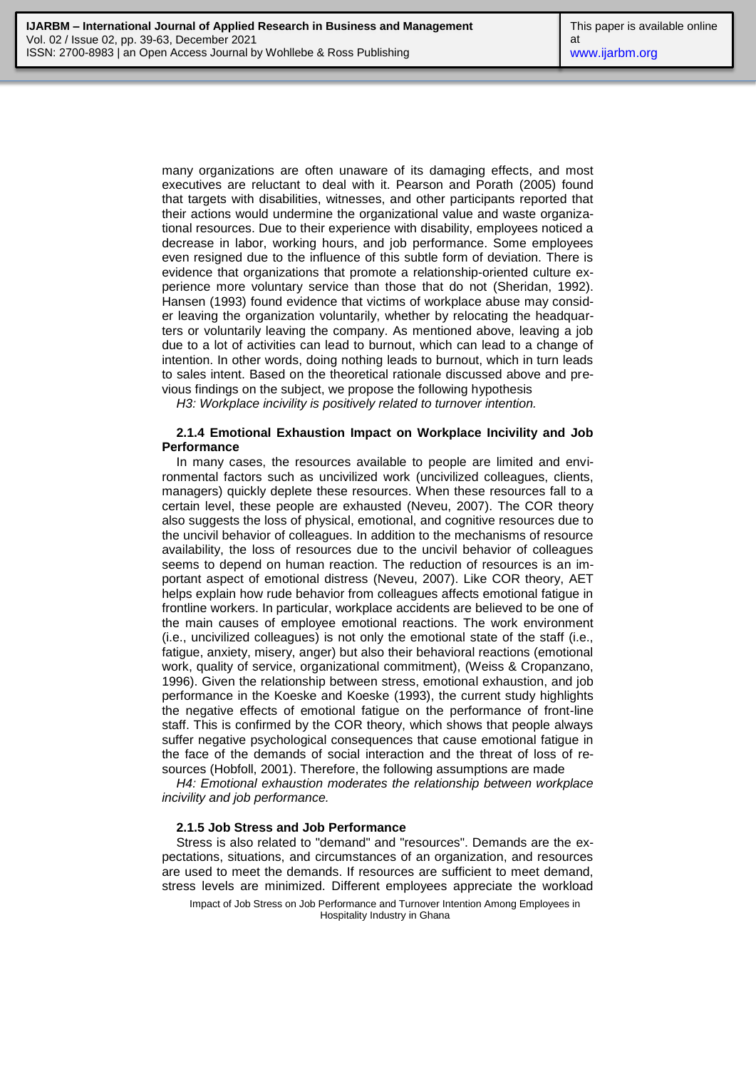many organizations are often unaware of its damaging effects, and most executives are reluctant to deal with it. Pearson and Porath (2005) found that targets with disabilities, witnesses, and other participants reported that their actions would undermine the organizational value and waste organizational resources. Due to their experience with disability, employees noticed a decrease in labor, working hours, and job performance. Some employees even resigned due to the influence of this subtle form of deviation. There is evidence that organizations that promote a relationship-oriented culture experience more voluntary service than those that do not (Sheridan, 1992). Hansen (1993) found evidence that victims of workplace abuse may consider leaving the organization voluntarily, whether by relocating the headquarters or voluntarily leaving the company. As mentioned above, leaving a job due to a lot of activities can lead to burnout, which can lead to a change of intention. In other words, doing nothing leads to burnout, which in turn leads to sales intent. Based on the theoretical rationale discussed above and previous findings on the subject, we propose the following hypothesis

*H3: Workplace incivility is positively related to turnover intention.*

### 2.1.4 Emotional Exhaustion Impact on Workplace Incivility and Job Performance

In many cases, the resources available to people are limited and environmental factors such as uncivilized work (uncivilized colleagues, clients, managers) quickly deplete these resources. When these resources fall to a certain level, these people are exhausted (Neveu, 2007). The COR theory also suggests the loss of physical, emotional, and cognitive resources due to the uncivil behavior of colleagues. In addition to the mechanisms of resource availability, the loss of resources due to the uncivil behavior of colleagues seems to depend on human reaction. The reduction of resources is an important aspect of emotional distress (Neveu, 2007). Like COR theory, AET helps explain how rude behavior from colleagues affects emotional fatigue in frontline workers. In particular, workplace accidents are believed to be one of the main causes of employee emotional reactions. The work environment (i.e., uncivilized colleagues) is not only the emotional state of the staff (i.e., fatigue, anxiety, misery, anger) but also their behavioral reactions (emotional work, quality of service, organizational commitment), (Weiss & Cropanzano, 1996). Given the relationship between stress, emotional exhaustion, and job performance in the Koeske and Koeske (1993), the current study highlights the negative effects of emotional fatigue on the performance of front-line staff. This is confirmed by the COR theory, which shows that people always suffer negative psychological consequences that cause emotional fatigue in the face of the demands of social interaction and the threat of loss of resources (Hobfoll, 2001). Therefore, the following assumptions are made

*H4: Emotional exhaustion moderates the relationship between workplace incivility and job performance.*

### 2.1.5 Job Stress and Job Performance

Stress is also related to "demand" and "resources". Demands are the expectations, situations, and circumstances of an organization, and resources are used to meet the demands. If resources are sufficient to meet demand, stress levels are minimized. Different employees appreciate the workload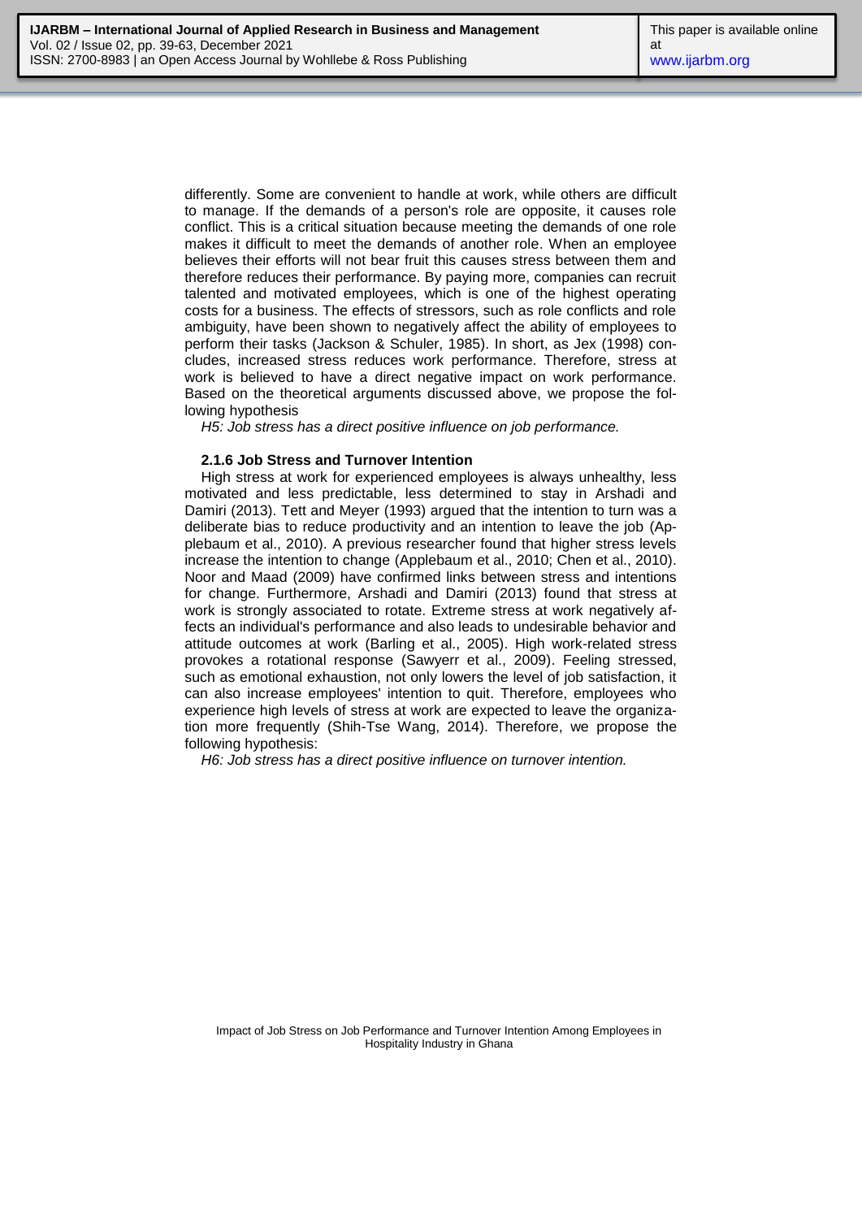differently. Some are convenient to handle at work, while others are difficult to manage. If the demands of a person's role are opposite, it causes role conflict. This is a critical situation because meeting the demands of one role makes it difficult to meet the demands of another role. When an employee believes their efforts will not bear fruit this causes stress between them and therefore reduces their performance. By paying more, companies can recruit talented and motivated employees, which is one of the highest operating costs for a business. The effects of stressors, such as role conflicts and role ambiguity, have been shown to negatively affect the ability of employees to perform their tasks (Jackson & Schuler, 1985). In short, as Jex (1998) concludes, increased stress reduces work performance. Therefore, stress at work is believed to have a direct negative impact on work performance. Based on the theoretical arguments discussed above, we propose the following hypothesis

*H5: Job stress has a direct positive influence on job performance.*

### 2.1.6 Job Stress and Turnover Intention

High stress at work for experienced employees is always unhealthy, less motivated and less predictable, less determined to stay in Arshadi and Damiri (2013). Tett and Meyer (1993) argued that the intention to turn was a deliberate bias to reduce productivity and an intention to leave the job (Applebaum et al., 2010). A previous researcher found that higher stress levels increase the intention to change (Applebaum et al., 2010; Chen et al., 2010). Noor and Maad (2009) have confirmed links between stress and intentions for change. Furthermore, Arshadi and Damiri (2013) found that stress at work is strongly associated to rotate. Extreme stress at work negatively affects an individual's performance and also leads to undesirable behavior and attitude outcomes at work (Barling et al., 2005). High work-related stress provokes a rotational response (Sawyerr et al., 2009). Feeling stressed, such as emotional exhaustion, not only lowers the level of job satisfaction, it can also increase employees' intention to quit. Therefore, employees who experience high levels of stress at work are expected to leave the organization more frequently (Shih-Tse Wang, 2014). Therefore, we propose the following hypothesis:

*H6: Job stress has a direct positive influence on turnover intention.*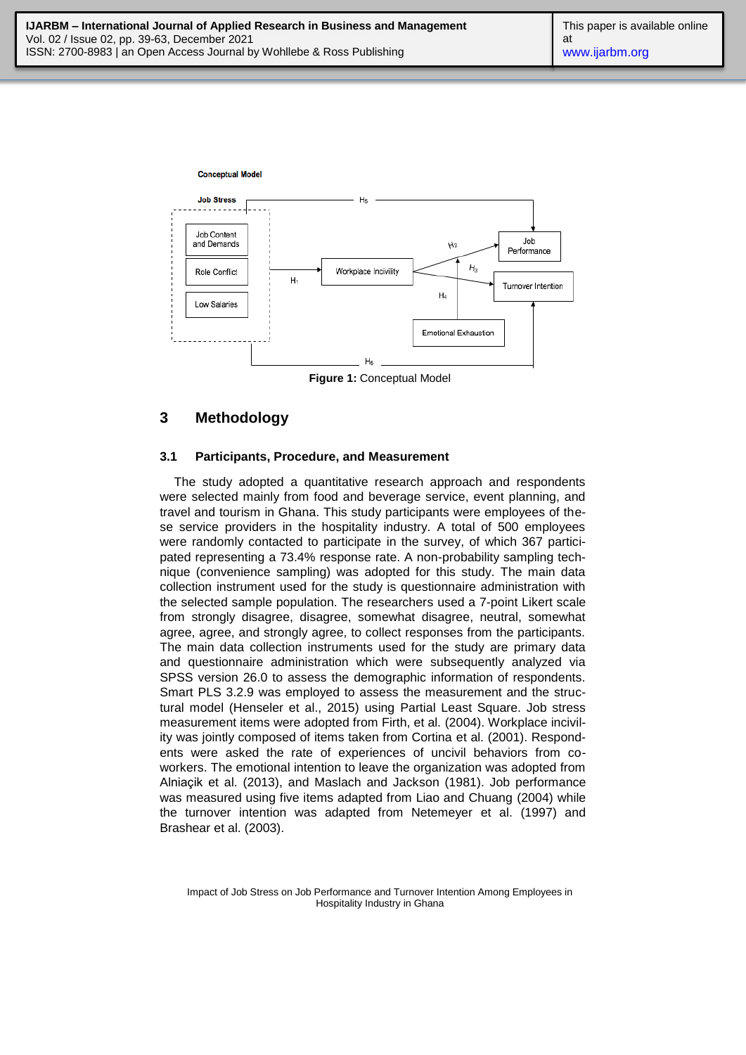**Conceptual Model**

**Job Stress**

- Job Content and Demands
- Role Conflict
- Low Salaries

Workplace Incivility

Job Performance

Turnover Intention

Emotional Exhaustion

$H_1$, $H_2$, $H_3$, $H_4$, $H_5$, $H_6$

**Figure 1:** Conceptual Model

## 3 Methodology

### 3.1 Participants, Procedure, and Measurement

The study adopted a quantitative research approach and respondents were selected mainly from food and beverage service, event planning, and travel and tourism in Ghana. This study participants were employees of these service providers in the hospitality industry. A total of 500 employees were randomly contacted to participate in the survey, of which 367 participated representing a 73.4% response rate. A non-probability sampling technique (convenience sampling) was adopted for this study. The main data collection instrument used for the study is questionnaire administration with the selected sample population. The researchers used a 7-point Likert scale from strongly disagree, disagree, somewhat disagree, neutral, somewhat agree, agree, and strongly agree, to collect responses from the participants. The main data collection instruments used for the study are primary data and questionnaire administration which were subsequently analyzed via SPSS version 26.0 to assess the demographic information of respondents. Smart PLS 3.2.9 was employed to assess the measurement and the structural model (Henseler et al., 2015) using Partial Least Square. Job stress measurement items were adopted from Firth, et al. (2004). Workplace incivility was jointly composed of items taken from Cortina et al. (2001). Respondents were asked the rate of experiences of uncivil behaviors from coworkers. The emotional intention to leave the organization was adopted from Alniaçik et al. (2013), and Maslach and Jackson (1981). Job performance was measured using five items adapted from Liao and Chuang (2004) while the turnover intention was adapted from Netemeyer et al. (1997) and Brashear et al. (2003).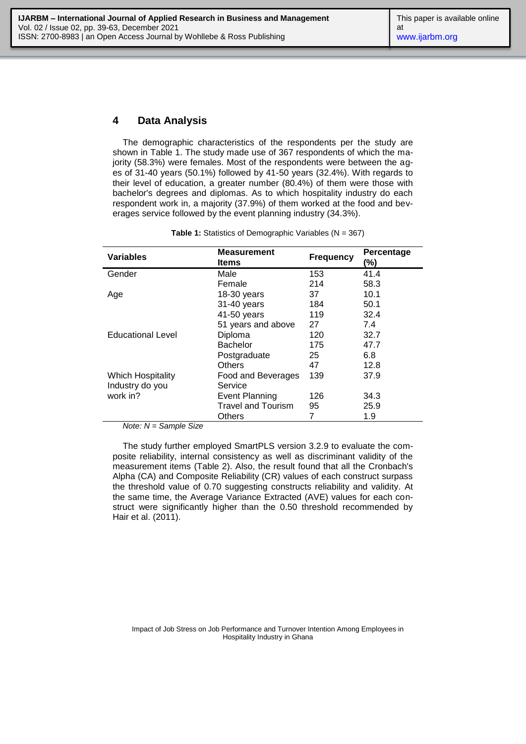## 4 Data Analysis

The demographic characteristics of the respondents per the study are shown in Table 1. The study made use of 367 respondents of which the majority (58.3%) were females. Most of the respondents were between the ages of 31-40 years (50.1%) followed by 41-50 years (32.4%). With regards to their level of education, a greater number (80.4%) of them were those with bachelor's degrees and diplomas. As to which hospitality industry do each respondent work in, a majority (37.9%) of them worked at the food and beverages service followed by the event planning industry (34.3%).

**Table 1:** Statistics of Demographic Variables (N = 367)

| Variables | Measurement Items | Frequency | Percentage (%) |
|---|---|---|---|
| Gender | Male | 153 | 41.4 |
| | Female | 214 | 58.3 |
| Age | 18-30 years | 37 | 10.1 |
| | 31-40 years | 184 | 50.1 |
| | 41-50 years | 119 | 32.4 |
| | 51 years and above | 27 | 7.4 |
| Educational Level | Diploma | 120 | 32.7 |
| | Bachelor | 175 | 47.7 |
| | Postgraduate | 25 | 6.8 |
| | Others | 47 | 12.8 |
| Which Hospitality Industry do you work in? | Food and Beverages Service | 139 | 37.9 |
| | Event Planning | 126 | 34.3 |
| | Travel and Tourism | 95 | 25.9 |
| | Others | 7 | 1.9 |

*Note: N = Sample Size*

The study further employed SmartPLS version 3.2.9 to evaluate the composite reliability, internal consistency as well as discriminant validity of the measurement items (Table 2). Also, the result found that all the Cronbach's Alpha (CA) and Composite Reliability (CR) values of each construct surpass the threshold value of 0.70 suggesting constructs reliability and validity. At the same time, the Average Variance Extracted (AVE) values for each construct were significantly higher than the 0.50 threshold recommended by Hair et al. (2011).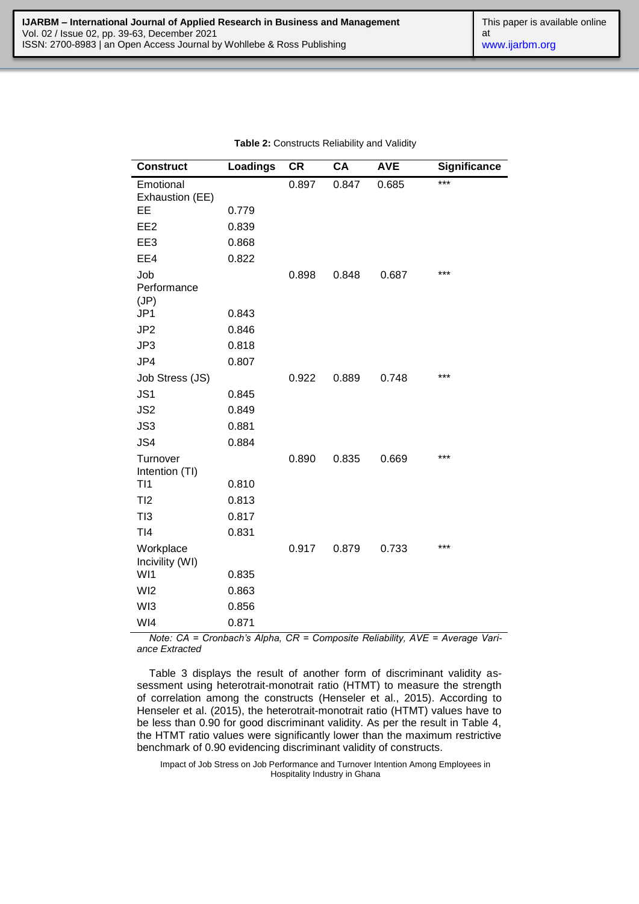**Table 2:** Constructs Reliability and Validity

| Construct | Loadings | CR | CA | AVE | Significance |
|---|---|---|---|---|---|
| Emotional Exhaustion (EE) | | 0.897 | 0.847 | 0.685 | *** |
| EE | 0.779 | | | | |
| EE2 | 0.839 | | | | |
| EE3 | 0.868 | | | | |
| EE4 | 0.822 | | | | |
| Job Performance (JP) | | 0.898 | 0.848 | 0.687 | *** |
| JP1 | 0.843 | | | | |
| JP2 | 0.846 | | | | |
| JP3 | 0.818 | | | | |
| JP4 | 0.807 | | | | |
| Job Stress (JS) | | 0.922 | 0.889 | 0.748 | *** |
| JS1 | 0.845 | | | | |
| JS2 | 0.849 | | | | |
| JS3 | 0.881 | | | | |
| JS4 | 0.884 | | | | |
| Turnover Intention (TI) | | 0.890 | 0.835 | 0.669 | *** |
| TI1 | 0.810 | | | | |
| TI2 | 0.813 | | | | |
| TI3 | 0.817 | | | | |
| TI4 | 0.831 | | | | |
| Workplace Incivility (WI) | | 0.917 | 0.879 | 0.733 | *** |
| WI1 | 0.835 | | | | |
| WI2 | 0.863 | | | | |
| WI3 | 0.856 | | | | |
| WI4 | 0.871 | | | | |

*Note: CA = Cronbach's Alpha, CR = Composite Reliability, AVE = Average Variance Extracted*

Table 3 displays the result of another form of discriminant validity assessment using heterotrait-monotrait ratio (HTMT) to measure the strength of correlation among the constructs (Henseler et al., 2015). According to Henseler et al. (2015), the heterotrait-monotrait ratio (HTMT) values have to be less than 0.90 for good discriminant validity. As per the result in Table 4, the HTMT ratio values were significantly lower than the maximum restrictive benchmark of 0.90 evidencing discriminant validity of constructs.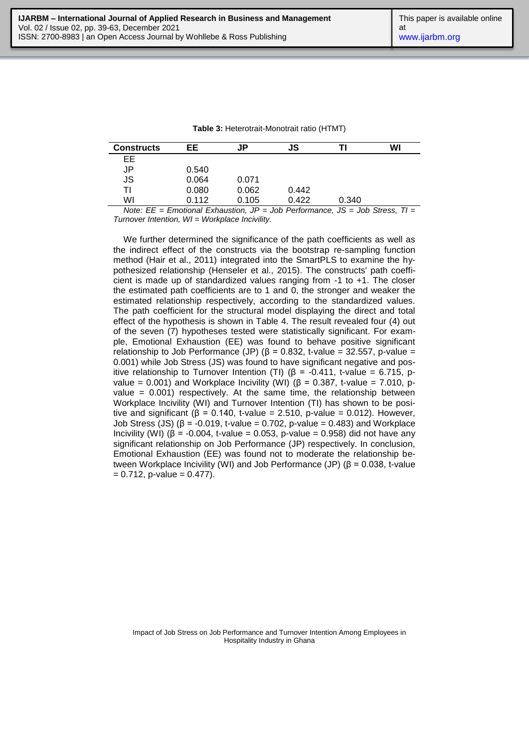**Table 3:** Heterotrait-Monotrait ratio (HTMT)

| Constructs | EE | JP | JS | TI | WI |
|---|---|---|---|---|---|
| EE | | | | | |
| JP | 0.540 | | | | |
| JS | 0.064 | 0.071 | | | |
| TI | 0.080 | 0.062 | 0.442 | | |
| WI | 0.112 | 0.105 | 0.422 | 0.340 | |

*Note: EE = Emotional Exhaustion, JP = Job Performance, JS = Job Stress, TI = Turnover Intention, WI = Workplace Incivility.*

We further determined the significance of the path coefficients as well as the indirect effect of the constructs via the bootstrap re-sampling function method (Hair et al., 2011) integrated into the SmartPLS to examine the hypothesized relationship (Henseler et al., 2015). The constructs' path coefficient is made up of standardized values ranging from -1 to +1. The closer the estimated path coefficients are to 1 and 0, the stronger and weaker the estimated relationship respectively, according to the standardized values. The path coefficient for the structural model displaying the direct and total effect of the hypothesis is shown in Table 4. The result revealed four (4) out of the seven (7) hypotheses tested were statistically significant. For example, Emotional Exhaustion (EE) was found to behave positive significant relationship to Job Performance (JP) ($\beta = 0.832$, t-value = 32.557, p-value = 0.001) while Job Stress (JS) was found to have significant negative and positive relationship to Turnover Intention (TI) ($\beta = -0.411$, t-value = 6.715, p-value = 0.001) and Workplace Incivility (WI) ($\beta = 0.387$, t-value = 7.010, p-value = 0.001) respectively. At the same time, the relationship between Workplace Incivility (WI) and Turnover Intention (TI) has shown to be positive and significant ($\beta = 0.140$, t-value = 2.510, p-value = 0.012). However, Job Stress (JS) ($\beta = -0.019$, t-value = 0.702, p-value = 0.483) and Workplace Incivility (WI) ($\beta = -0.004$, t-value = 0.053, p-value = 0.958) did not have any significant relationship on Job Performance (JP) respectively. In conclusion, Emotional Exhaustion (EE) was found not to moderate the relationship between Workplace Incivility (WI) and Job Performance (JP) ($\beta = 0.038$, t-value = 0.712, p-value = 0.477).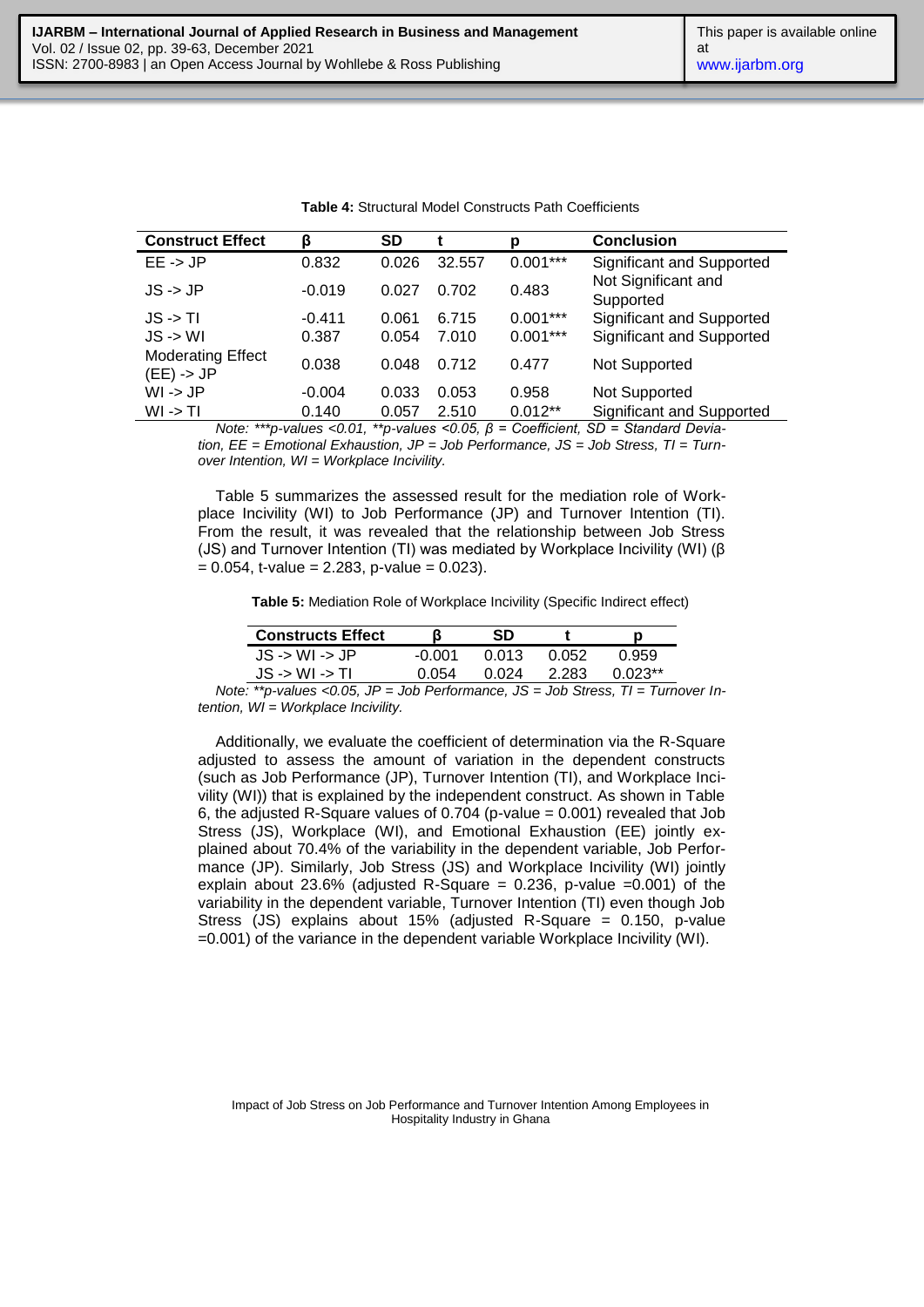**Table 4:** Structural Model Constructs Path Coefficients

| Construct Effect | β | SD | t | p | Conclusion |
|---|---|---|---|---|---|
| EE -> JP | 0.832 | 0.026 | 32.557 | 0.001*** | Significant and Supported |
| JS -> JP | -0.019 | 0.027 | 0.702 | 0.483 | Not Significant and Supported |
| JS -> TI | -0.411 | 0.061 | 6.715 | 0.001*** | Significant and Supported |
| JS -> WI | 0.387 | 0.054 | 7.010 | 0.001*** | Significant and Supported |
| Moderating Effect (EE) -> JP | 0.038 | 0.048 | 0.712 | 0.477 | Not Supported |
| WI -> JP | -0.004 | 0.033 | 0.053 | 0.958 | Not Supported |
| WI -> TI | 0.140 | 0.057 | 2.510 | 0.012** | Significant and Supported |

*Note: ***p-values <0.01, **p-values <0.05, β = Coefficient, SD = Standard Deviation, EE = Emotional Exhaustion, JP = Job Performance, JS = Job Stress, TI = Turnover Intention, WI = Workplace Incivility.*

Table 5 summarizes the assessed result for the mediation role of Workplace Incivility (WI) to Job Performance (JP) and Turnover Intention (TI). From the result, it was revealed that the relationship between Job Stress (JS) and Turnover Intention (TI) was mediated by Workplace Incivility (WI) (β = 0.054, t-value = 2.283, p-value = 0.023).

**Table 5:** Mediation Role of Workplace Incivility (Specific Indirect effect)

| Constructs Effect | β | SD | t | p |
|---|---|---|---|---|
| JS -> WI -> JP | -0.001 | 0.013 | 0.052 | 0.959 |
| JS -> WI -> TI | 0.054 | 0.024 | 2.283 | 0.023** |

*Note: **p-values <0.05, JP = Job Performance, JS = Job Stress, TI = Turnover Intention, WI = Workplace Incivility.*

Additionally, we evaluate the coefficient of determination via the R-Square adjusted to assess the amount of variation in the dependent constructs (such as Job Performance (JP), Turnover Intention (TI), and Workplace Incivility (WI)) that is explained by the independent construct. As shown in Table 6, the adjusted R-Square values of 0.704 (p-value = 0.001) revealed that Job Stress (JS), Workplace (WI), and Emotional Exhaustion (EE) jointly explained about 70.4% of the variability in the dependent variable, Job Performance (JP). Similarly, Job Stress (JS) and Workplace Incivility (WI) jointly explain about 23.6% (adjusted R-Square = 0.236, p-value =0.001) of the variability in the dependent variable, Turnover Intention (TI) even though Job Stress (JS) explains about 15% (adjusted R-Square = 0.150, p-value =0.001) of the variance in the dependent variable Workplace Incivility (WI).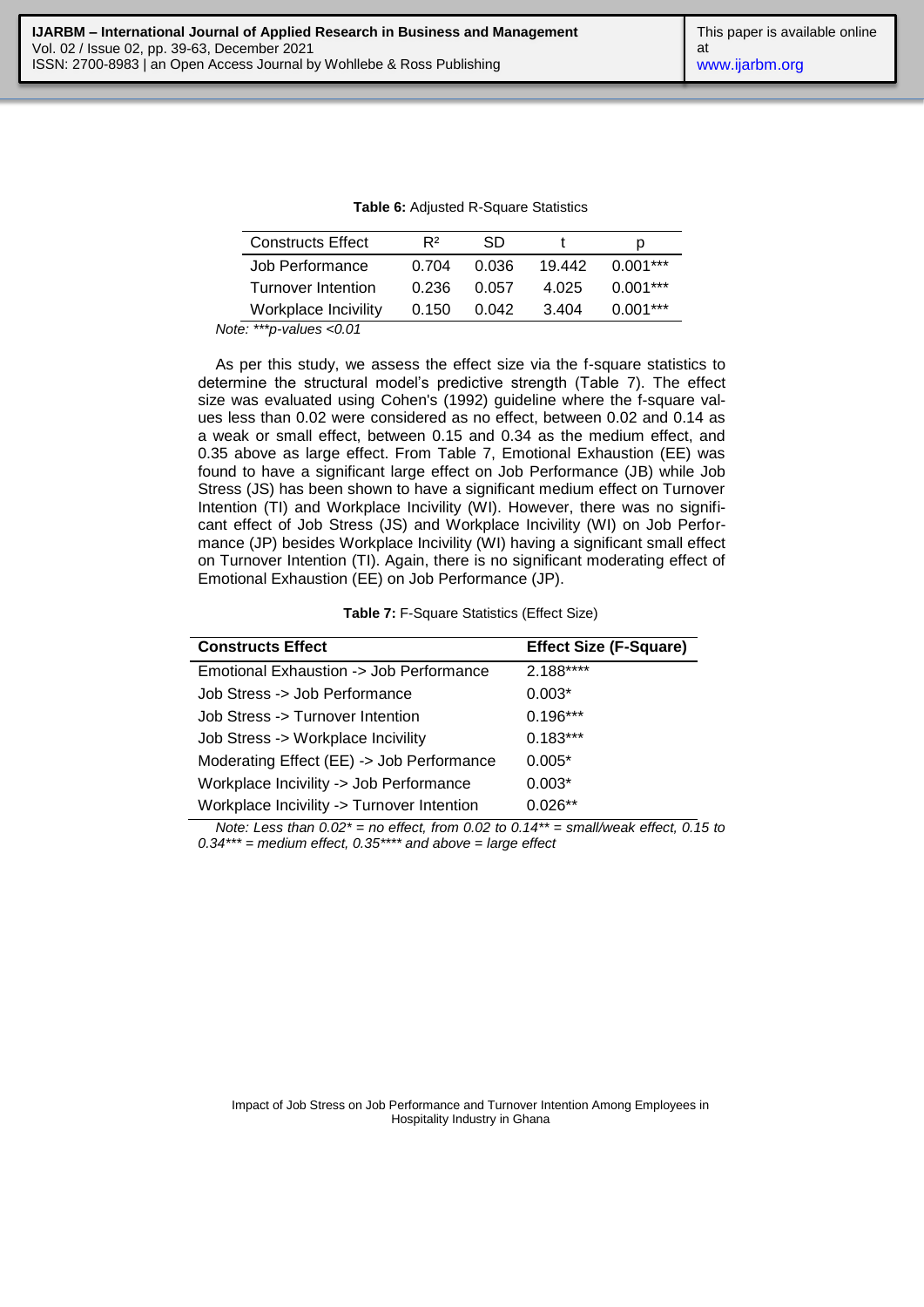**Table 6:** Adjusted R-Square Statistics

| Constructs Effect | $R^2$ | SD | t | p |
|---|---|---|---|---|
| Job Performance | 0.704 | 0.036 | 19.442 | 0.001*** |
| Turnover Intention | 0.236 | 0.057 | 4.025 | 0.001*** |
| Workplace Incivility | 0.150 | 0.042 | 3.404 | 0.001*** |

*Note: ***p-values <0.01*

As per this study, we assess the effect size via the f-square statistics to determine the structural model's predictive strength (Table 7). The effect size was evaluated using Cohen's (1992) guideline where the f-square values less than 0.02 were considered as no effect, between 0.02 and 0.14 as a weak or small effect, between 0.15 and 0.34 as the medium effect, and 0.35 above as large effect. From Table 7, Emotional Exhaustion (EE) was found to have a significant large effect on Job Performance (JB) while Job Stress (JS) has been shown to have a significant medium effect on Turnover Intention (TI) and Workplace Incivility (WI). However, there was no significant effect of Job Stress (JS) and Workplace Incivility (WI) on Job Performance (JP) besides Workplace Incivility (WI) having a significant small effect on Turnover Intention (TI). Again, there is no significant moderating effect of Emotional Exhaustion (EE) on Job Performance (JP).

**Table 7:** F-Square Statistics (Effect Size)

| **Constructs Effect** | **Effect Size (F-Square)** |
|---|---|
| Emotional Exhaustion -> Job Performance | 2.188**** |
| Job Stress -> Job Performance | 0.003* |
| Job Stress -> Turnover Intention | 0.196*** |
| Job Stress -> Workplace Incivility | 0.183*** |
| Moderating Effect (EE) -> Job Performance | 0.005* |
| Workplace Incivility -> Job Performance | 0.003* |
| Workplace Incivility -> Turnover Intention | 0.026** |

*Note: Less than 0.02* = no effect, from 0.02 to 0.14** = small/weak effect, 0.15 to 0.34*** = medium effect, 0.35**** and above = large effect*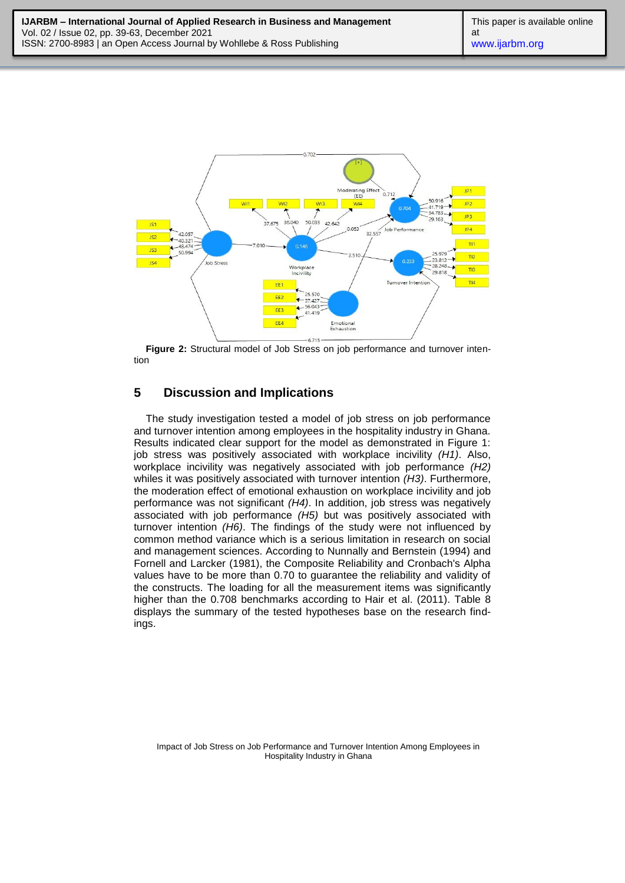**Figure 2:** Structural model of Job Stress on job performance and turnover intention

## 5 Discussion and Implications

The study investigation tested a model of job stress on job performance and turnover intention among employees in the hospitality industry in Ghana. Results indicated clear support for the model as demonstrated in Figure 1: job stress was positively associated with workplace incivility *(H1)*. Also, workplace incivility was negatively associated with job performance *(H2)* whiles it was positively associated with turnover intention *(H3)*. Furthermore, the moderation effect of emotional exhaustion on workplace incivility and job performance was not significant *(H4)*. In addition, job stress was negatively associated with job performance *(H5)* but was positively associated with turnover intention *(H6)*. The findings of the study were not influenced by common method variance which is a serious limitation in research on social and management sciences. According to Nunnally and Bernstein (1994) and Fornell and Larcker (1981), the Composite Reliability and Cronbach's Alpha values have to be more than 0.70 to guarantee the reliability and validity of the constructs. The loading for all the measurement items was significantly higher than the 0.708 benchmarks according to Hair et al. (2011). Table 8 displays the summary of the tested hypotheses base on the research findings.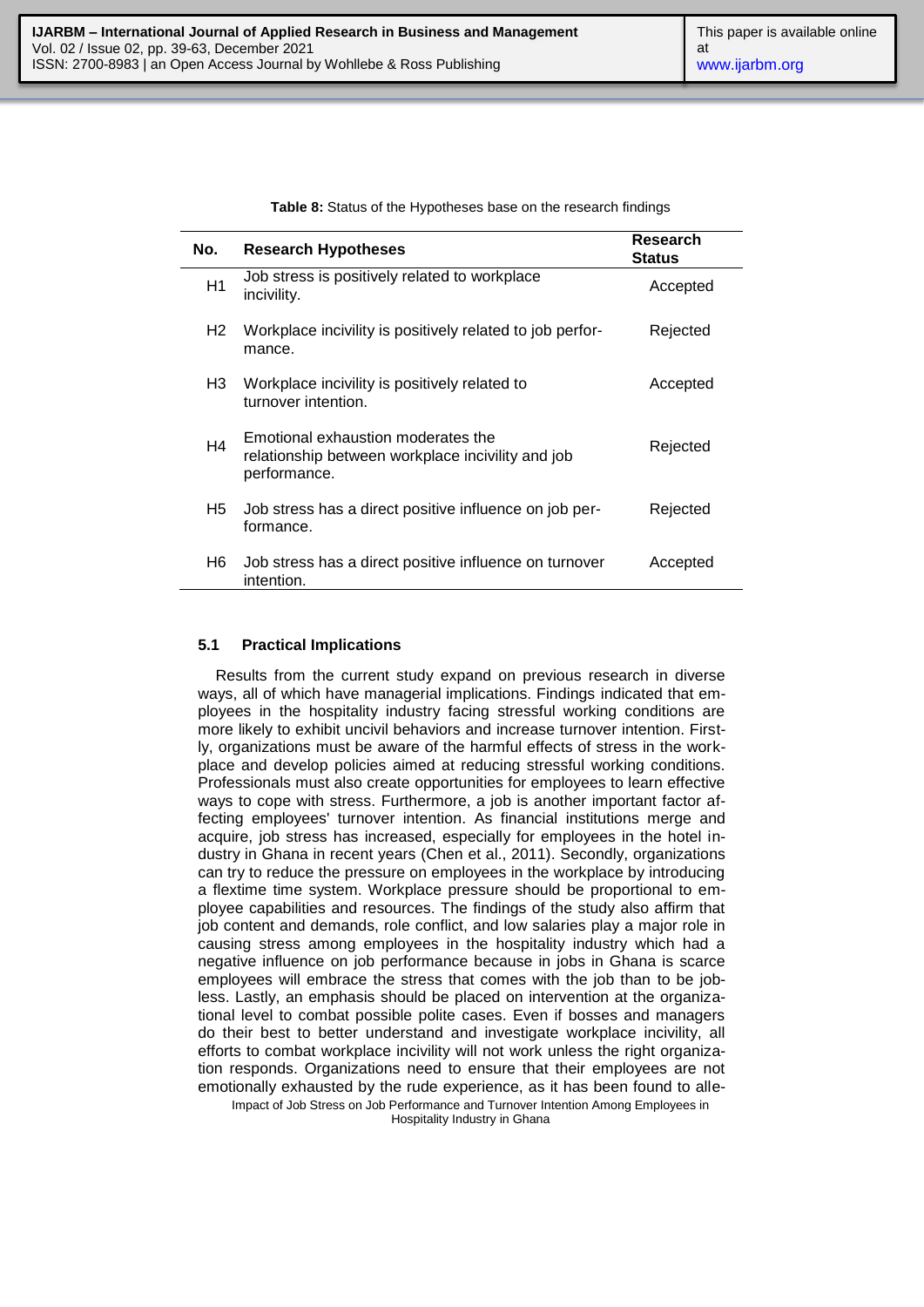**Table 8:** Status of the Hypotheses base on the research findings

| No. | Research Hypotheses | Research Status |
|---|---|---|
| H1 | Job stress is positively related to workplace incivility. | Accepted |
| H2 | Workplace incivility is positively related to job performance. | Rejected |
| H3 | Workplace incivility is positively related to turnover intention. | Accepted |
| H4 | Emotional exhaustion moderates the relationship between workplace incivility and job performance. | Rejected |
| H5 | Job stress has a direct positive influence on job performance. | Rejected |
| H6 | Job stress has a direct positive influence on turnover intention. | Accepted |

### 5.1 Practical Implications

Results from the current study expand on previous research in diverse ways, all of which have managerial implications. Findings indicated that employees in the hospitality industry facing stressful working conditions are more likely to exhibit uncivil behaviors and increase turnover intention. Firstly, organizations must be aware of the harmful effects of stress in the workplace and develop policies aimed at reducing stressful working conditions. Professionals must also create opportunities for employees to learn effective ways to cope with stress. Furthermore, a job is another important factor affecting employees' turnover intention. As financial institutions merge and acquire, job stress has increased, especially for employees in the hotel industry in Ghana in recent years (Chen et al., 2011). Secondly, organizations can try to reduce the pressure on employees in the workplace by introducing a flextime time system. Workplace pressure should be proportional to employee capabilities and resources. The findings of the study also affirm that job content and demands, role conflict, and low salaries play a major role in causing stress among employees in the hospitality industry which had a negative influence on job performance because in jobs in Ghana is scarce employees will embrace the stress that comes with the job than to be jobless. Lastly, an emphasis should be placed on intervention at the organizational level to combat possible polite cases. Even if bosses and managers do their best to better understand and investigate workplace incivility, all efforts to combat workplace incivility will not work unless the right organization responds. Organizations need to ensure that their employees are not emotionally exhausted by the rude experience, as it has been found to alle-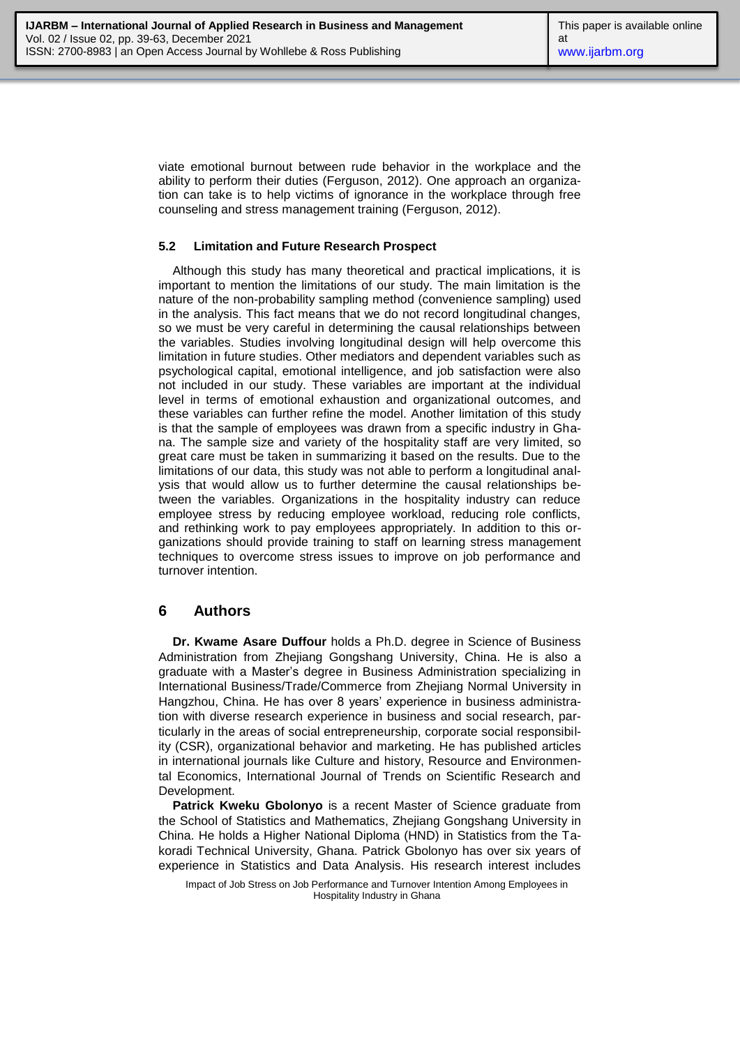viate emotional burnout between rude behavior in the workplace and the ability to perform their duties (Ferguson, 2012). One approach an organization can take is to help victims of ignorance in the workplace through free counseling and stress management training (Ferguson, 2012).

### 5.2 Limitation and Future Research Prospect

Although this study has many theoretical and practical implications, it is important to mention the limitations of our study. The main limitation is the nature of the non-probability sampling method (convenience sampling) used in the analysis. This fact means that we do not record longitudinal changes, so we must be very careful in determining the causal relationships between the variables. Studies involving longitudinal design will help overcome this limitation in future studies. Other mediators and dependent variables such as psychological capital, emotional intelligence, and job satisfaction were also not included in our study. These variables are important at the individual level in terms of emotional exhaustion and organizational outcomes, and these variables can further refine the model. Another limitation of this study is that the sample of employees was drawn from a specific industry in Ghana. The sample size and variety of the hospitality staff are very limited, so great care must be taken in summarizing it based on the results. Due to the limitations of our data, this study was not able to perform a longitudinal analysis that would allow us to further determine the causal relationships between the variables. Organizations in the hospitality industry can reduce employee stress by reducing employee workload, reducing role conflicts, and rethinking work to pay employees appropriately. In addition to this organizations should provide training to staff on learning stress management techniques to overcome stress issues to improve on job performance and turnover intention.

## 6 Authors

**Dr. Kwame Asare Duffour** holds a Ph.D. degree in Science of Business Administration from Zhejiang Gongshang University, China. He is also a graduate with a Master's degree in Business Administration specializing in International Business/Trade/Commerce from Zhejiang Normal University in Hangzhou, China. He has over 8 years' experience in business administration with diverse research experience in business and social research, particularly in the areas of social entrepreneurship, corporate social responsibility (CSR), organizational behavior and marketing. He has published articles in international journals like Culture and history, Resource and Environmental Economics, International Journal of Trends on Scientific Research and Development.

**Patrick Kweku Gbolonyo** is a recent Master of Science graduate from the School of Statistics and Mathematics, Zhejiang Gongshang University in China. He holds a Higher National Diploma (HND) in Statistics from the Takoradi Technical University, Ghana. Patrick Gbolonyo has over six years of experience in Statistics and Data Analysis. His research interest includes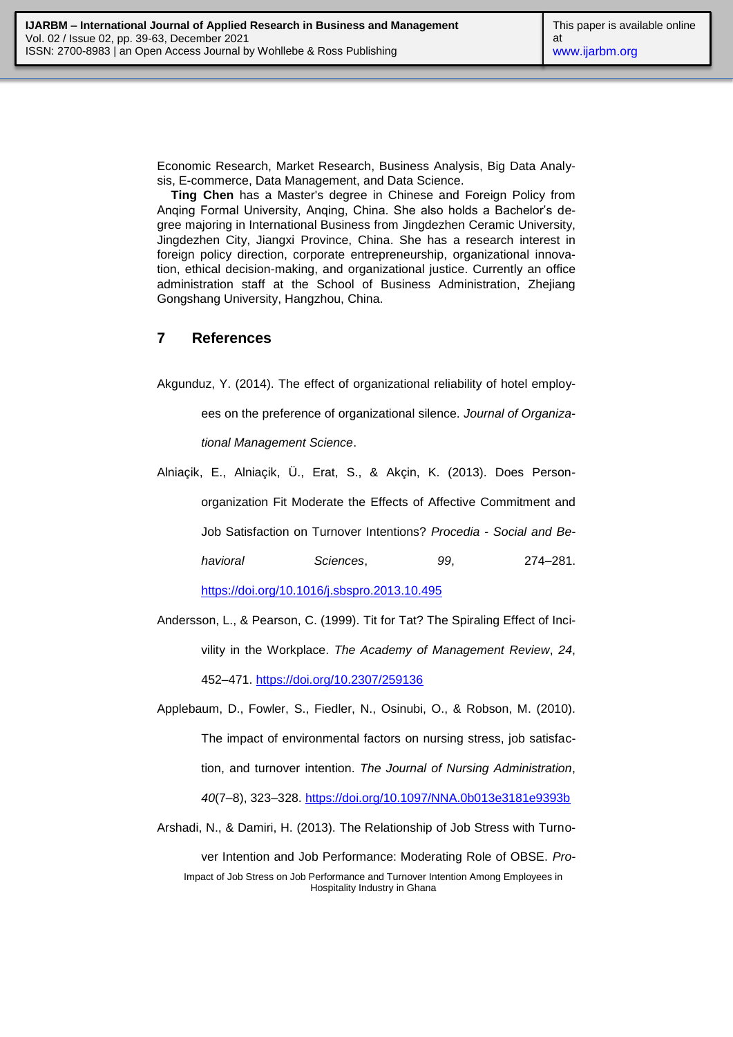Economic Research, Market Research, Business Analysis, Big Data Analysis, E-commerce, Data Management, and Data Science.

**Ting Chen** has a Master's degree in Chinese and Foreign Policy from Anqing Formal University, Anqing, China. She also holds a Bachelor's degree majoring in International Business from Jingdezhen Ceramic University, Jingdezhen City, Jiangxi Province, China. She has a research interest in foreign policy direction, corporate entrepreneurship, organizational innovation, ethical decision-making, and organizational justice. Currently an office administration staff at the School of Business Administration, Zhejiang Gongshang University, Hangzhou, China.

## 7 References

Akgunduz, Y. (2014). The effect of organizational reliability of hotel employees on the preference of organizational silence. *Journal of Organizational Management Science*.

Alniaçik, E., Alniaçik, Ü., Erat, S., & Akçin, K. (2013). Does Person-organization Fit Moderate the Effects of Affective Commitment and Job Satisfaction on Turnover Intentions? *Procedia - Social and Behavioral Sciences*, *99*, 274–281. https://doi.org/10.1016/j.sbspro.2013.10.495

Andersson, L., & Pearson, C. (1999). Tit for Tat? The Spiraling Effect of Incivility in the Workplace. *The Academy of Management Review*, *24*, 452–471. https://doi.org/10.2307/259136

Applebaum, D., Fowler, S., Fiedler, N., Osinubi, O., & Robson, M. (2010). The impact of environmental factors on nursing stress, job satisfaction, and turnover intention. *The Journal of Nursing Administration*, *40*(7–8), 323–328. https://doi.org/10.1097/NNA.0b013e3181e9393b

Arshadi, N., & Damiri, H. (2013). The Relationship of Job Stress with Turnover Intention and Job Performance: Moderating Role of OBSE. *Pro-*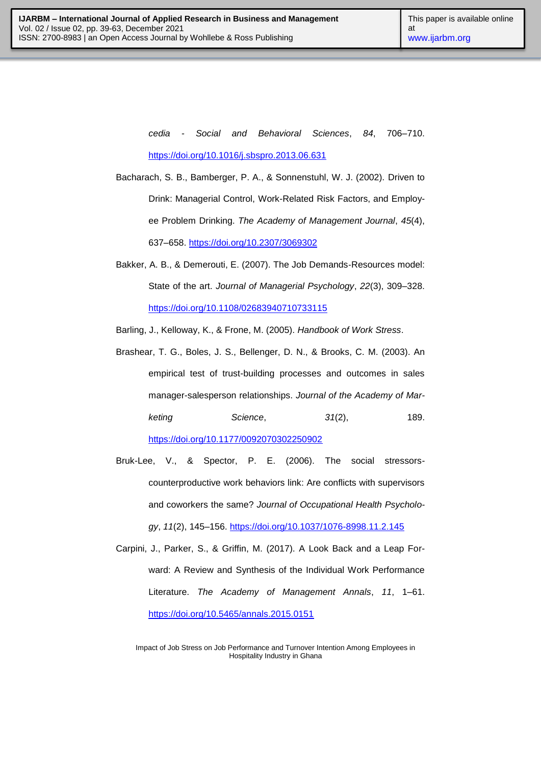cedia - Social and Behavioral Sciences*, *84*, 706–710. https://doi.org/10.1016/j.sbspro.2013.06.631

Bacharach, S. B., Bamberger, P. A., & Sonnenstuhl, W. J. (2002). Driven to Drink: Managerial Control, Work-Related Risk Factors, and Employee Problem Drinking. *The Academy of Management Journal*, *45*(4), 637–658. https://doi.org/10.2307/3069302

Bakker, A. B., & Demerouti, E. (2007). The Job Demands-Resources model: State of the art. *Journal of Managerial Psychology*, *22*(3), 309–328. https://doi.org/10.1108/02683940710733115

Barling, J., Kelloway, K., & Frone, M. (2005). *Handbook of Work Stress*.

Brashear, T. G., Boles, J. S., Bellenger, D. N., & Brooks, C. M. (2003). An empirical test of trust-building processes and outcomes in sales manager-salesperson relationships. *Journal of the Academy of Marketing Science*, *31*(2), 189. https://doi.org/10.1177/0092070302250902

Bruk-Lee, V., & Spector, P. E. (2006). The social stressors-counterproductive work behaviors link: Are conflicts with supervisors and coworkers the same? *Journal of Occupational Health Psychology*, *11*(2), 145–156. https://doi.org/10.1037/1076-8998.11.2.145

Carpini, J., Parker, S., & Griffin, M. (2017). A Look Back and a Leap Forward: A Review and Synthesis of the Individual Work Performance Literature. *The Academy of Management Annals*, *11*, 1–61. https://doi.org/10.5465/annals.2015.0151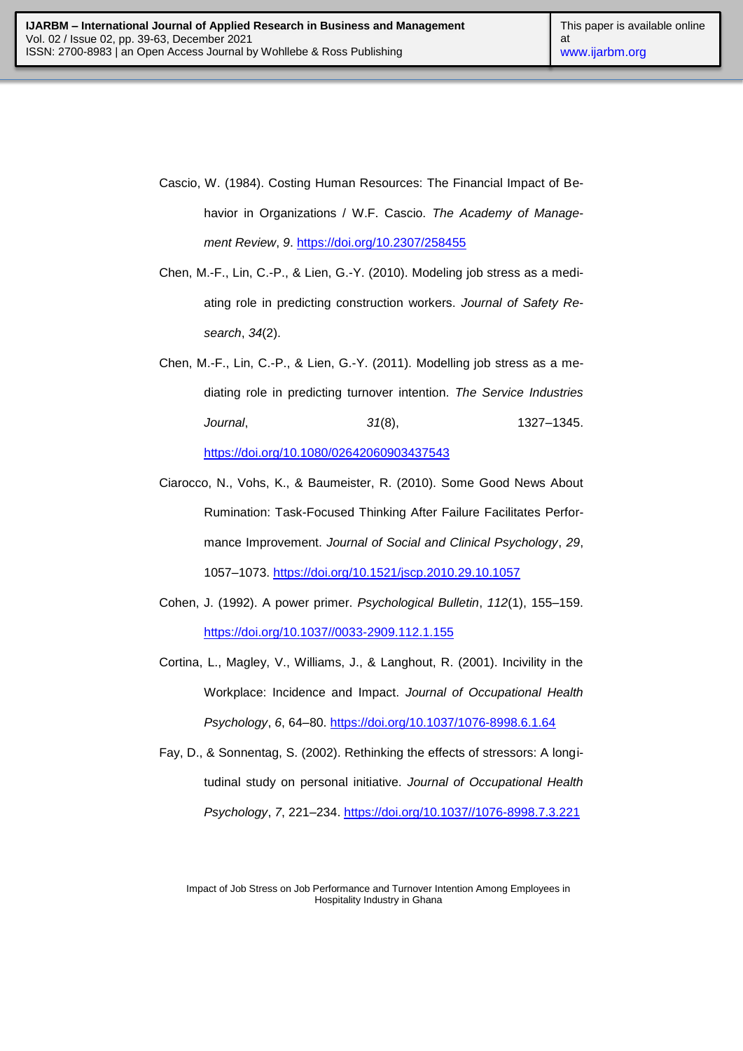Cascio, W. (1984). Costing Human Resources: The Financial Impact of Behavior in Organizations / W.F. Cascio. *The Academy of Management Review*, *9*. https://doi.org/10.2307/258455

Chen, M.-F., Lin, C.-P., & Lien, G.-Y. (2010). Modeling job stress as a mediating role in predicting construction workers. *Journal of Safety Research*, *34*(2).

Chen, M.-F., Lin, C.-P., & Lien, G.-Y. (2011). Modelling job stress as a mediating role in predicting turnover intention. *The Service Industries Journal*, *31*(8), 1327–1345. https://doi.org/10.1080/02642060903437543

Ciarocco, N., Vohs, K., & Baumeister, R. (2010). Some Good News About Rumination: Task-Focused Thinking After Failure Facilitates Performance Improvement. *Journal of Social and Clinical Psychology*, *29*, 1057–1073. https://doi.org/10.1521/jscp.2010.29.10.1057

Cohen, J. (1992). A power primer. *Psychological Bulletin*, *112*(1), 155–159. https://doi.org/10.1037//0033-2909.112.1.155

Cortina, L., Magley, V., Williams, J., & Langhout, R. (2001). Incivility in the Workplace: Incidence and Impact. *Journal of Occupational Health Psychology*, *6*, 64–80. https://doi.org/10.1037/1076-8998.6.1.64

Fay, D., & Sonnentag, S. (2002). Rethinking the effects of stressors: A longitudinal study on personal initiative. *Journal of Occupational Health Psychology*, *7*, 221–234. https://doi.org/10.1037//1076-8998.7.3.221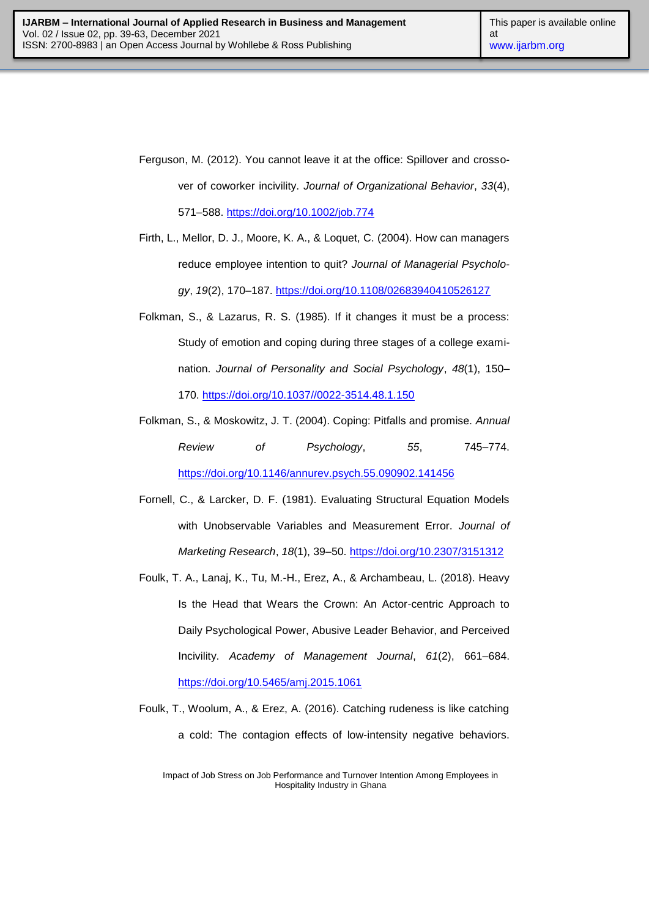Ferguson, M. (2012). You cannot leave it at the office: Spillover and crossover of coworker incivility. *Journal of Organizational Behavior*, *33*(4), 571–588. https://doi.org/10.1002/job.774

Firth, L., Mellor, D. J., Moore, K. A., & Loquet, C. (2004). How can managers reduce employee intention to quit? *Journal of Managerial Psychology*, *19*(2), 170–187. https://doi.org/10.1108/02683940410526127

Folkman, S., & Lazarus, R. S. (1985). If it changes it must be a process: Study of emotion and coping during three stages of a college examination. *Journal of Personality and Social Psychology*, *48*(1), 150–170. https://doi.org/10.1037//0022-3514.48.1.150

Folkman, S., & Moskowitz, J. T. (2004). Coping: Pitfalls and promise. *Annual Review of Psychology*, *55*, 745–774. https://doi.org/10.1146/annurev.psych.55.090902.141456

Fornell, C., & Larcker, D. F. (1981). Evaluating Structural Equation Models with Unobservable Variables and Measurement Error. *Journal of Marketing Research*, *18*(1), 39–50. https://doi.org/10.2307/3151312

Foulk, T. A., Lanaj, K., Tu, M.-H., Erez, A., & Archambeau, L. (2018). Heavy Is the Head that Wears the Crown: An Actor-centric Approach to Daily Psychological Power, Abusive Leader Behavior, and Perceived Incivility. *Academy of Management Journal*, *61*(2), 661–684. https://doi.org/10.5465/amj.2015.1061

Foulk, T., Woolum, A., & Erez, A. (2016). Catching rudeness is like catching a cold: The contagion effects of low-intensity negative behaviors.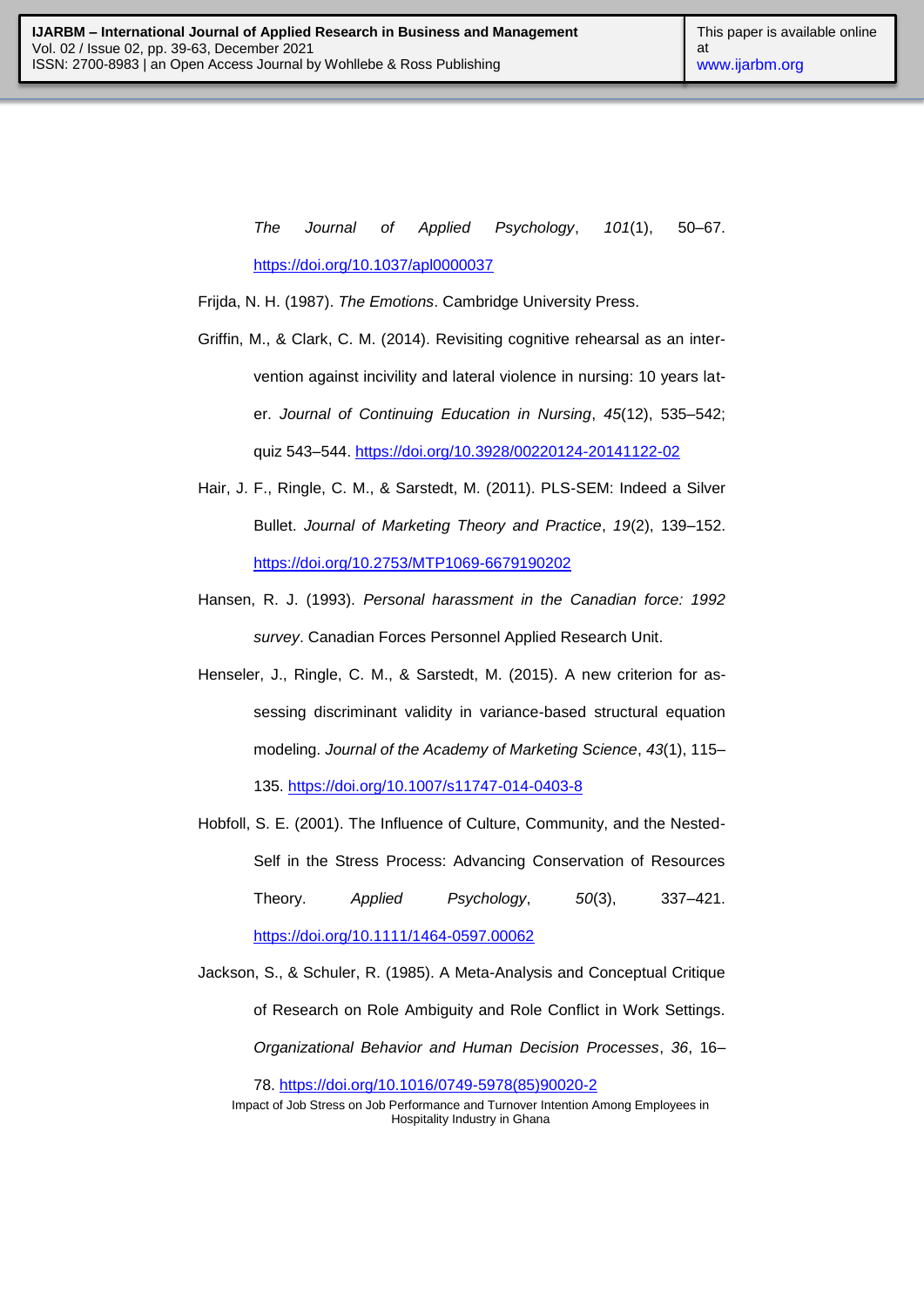*The Journal of Applied Psychology*, *101*(1), 50–67. https://doi.org/10.1037/apl0000037

Frijda, N. H. (1987). *The Emotions*. Cambridge University Press.

Griffin, M., & Clark, C. M. (2014). Revisiting cognitive rehearsal as an intervention against incivility and lateral violence in nursing: 10 years later. *Journal of Continuing Education in Nursing*, *45*(12), 535–542; quiz 543–544. https://doi.org/10.3928/00220124-20141122-02

Hair, J. F., Ringle, C. M., & Sarstedt, M. (2011). PLS-SEM: Indeed a Silver Bullet. *Journal of Marketing Theory and Practice*, *19*(2), 139–152. https://doi.org/10.2753/MTP1069-6679190202

Hansen, R. J. (1993). *Personal harassment in the Canadian force: 1992 survey*. Canadian Forces Personnel Applied Research Unit.

Henseler, J., Ringle, C. M., & Sarstedt, M. (2015). A new criterion for assessing discriminant validity in variance-based structural equation modeling. *Journal of the Academy of Marketing Science*, *43*(1), 115–135. https://doi.org/10.1007/s11747-014-0403-8

Hobfoll, S. E. (2001). The Influence of Culture, Community, and the Nested-Self in the Stress Process: Advancing Conservation of Resources Theory. *Applied Psychology*, *50*(3), 337–421. https://doi.org/10.1111/1464-0597.00062

Jackson, S., & Schuler, R. (1985). A Meta-Analysis and Conceptual Critique of Research on Role Ambiguity and Role Conflict in Work Settings. *Organizational Behavior and Human Decision Processes*, *36*, 16–78. https://doi.org/10.1016/0749-5978(85)90020-2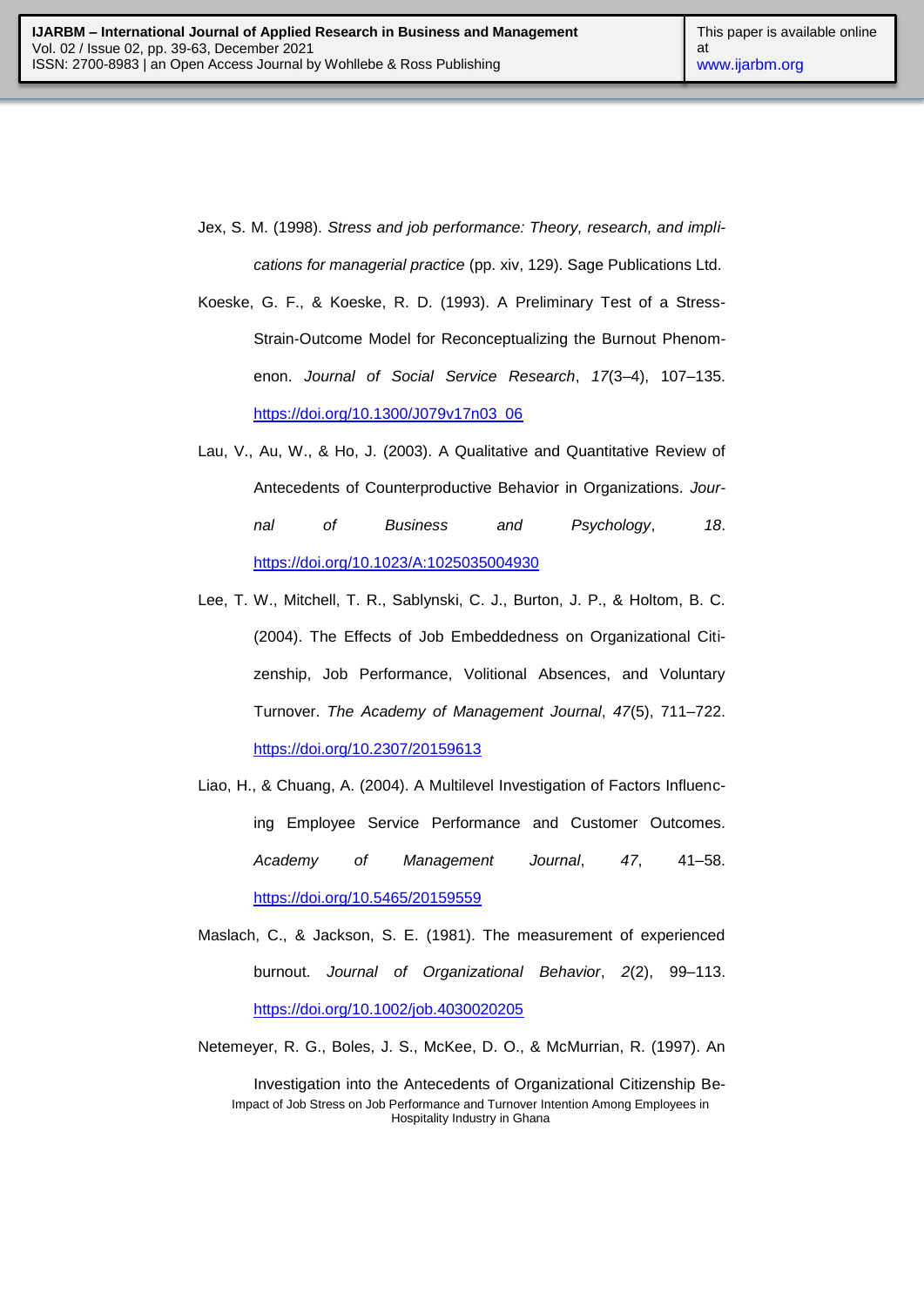Jex, S. M. (1998). *Stress and job performance: Theory, research, and implications for managerial practice* (pp. xiv, 129). Sage Publications Ltd.

Koeske, G. F., & Koeske, R. D. (1993). A Preliminary Test of a Stress-Strain-Outcome Model for Reconceptualizing the Burnout Phenomenon. *Journal of Social Service Research*, *17*(3–4), 107–135. https://doi.org/10.1300/J079v17n03_06

Lau, V., Au, W., & Ho, J. (2003). A Qualitative and Quantitative Review of Antecedents of Counterproductive Behavior in Organizations. *Journal of Business and Psychology*, *18*. https://doi.org/10.1023/A:1025035004930

Lee, T. W., Mitchell, T. R., Sablynski, C. J., Burton, J. P., & Holtom, B. C. (2004). The Effects of Job Embeddedness on Organizational Citizenship, Job Performance, Volitional Absences, and Voluntary Turnover. *The Academy of Management Journal*, *47*(5), 711–722. https://doi.org/10.2307/20159613

Liao, H., & Chuang, A. (2004). A Multilevel Investigation of Factors Influencing Employee Service Performance and Customer Outcomes. *Academy of Management Journal*, *47*, 41–58. https://doi.org/10.5465/20159559

Maslach, C., & Jackson, S. E. (1981). The measurement of experienced burnout. *Journal of Organizational Behavior*, *2*(2), 99–113. https://doi.org/10.1002/job.4030020205

Netemeyer, R. G., Boles, J. S., McKee, D. O., & McMurrian, R. (1997). An Investigation into the Antecedents of Organizational Citizenship Be-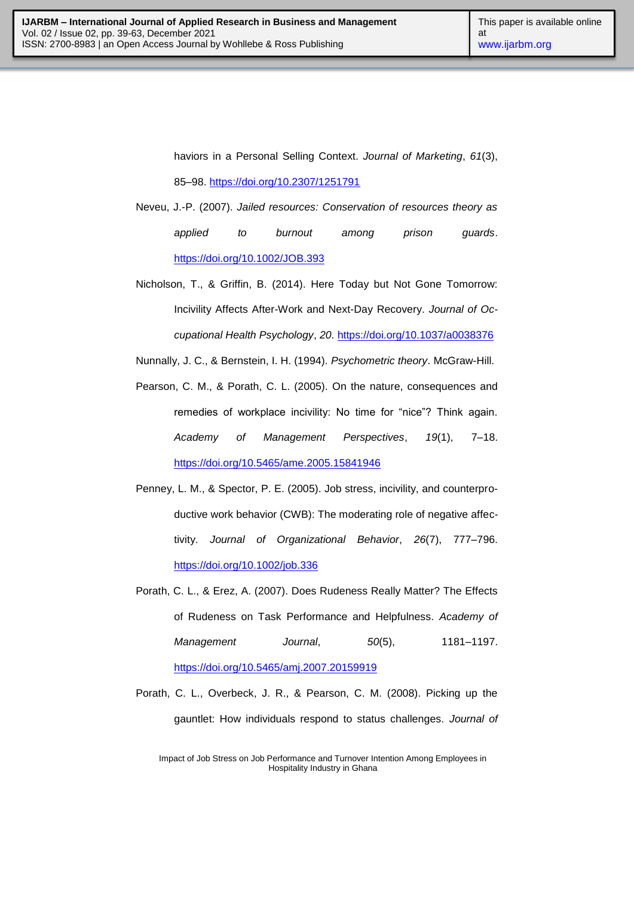haviors in a Personal Selling Context. *Journal of Marketing*, *61*(3), 85–98. https://doi.org/10.2307/1251791

Neveu, J.-P. (2007). *Jailed resources: Conservation of resources theory as applied to burnout among prison guards*. https://doi.org/10.1002/JOB.393

Nicholson, T., & Griffin, B. (2014). Here Today but Not Gone Tomorrow: Incivility Affects After-Work and Next-Day Recovery. *Journal of Occupational Health Psychology*, *20*. https://doi.org/10.1037/a0038376

Nunnally, J. C., & Bernstein, I. H. (1994). *Psychometric theory*. McGraw-Hill.

Pearson, C. M., & Porath, C. L. (2005). On the nature, consequences and remedies of workplace incivility: No time for "nice"? Think again. *Academy of Management Perspectives*, *19*(1), 7–18. https://doi.org/10.5465/ame.2005.15841946

Penney, L. M., & Spector, P. E. (2005). Job stress, incivility, and counterproductive work behavior (CWB): The moderating role of negative affectivity. *Journal of Organizational Behavior*, *26*(7), 777–796. https://doi.org/10.1002/job.336

Porath, C. L., & Erez, A. (2007). Does Rudeness Really Matter? The Effects of Rudeness on Task Performance and Helpfulness. *Academy of Management Journal*, *50*(5), 1181–1197. https://doi.org/10.5465/amj.2007.20159919

Porath, C. L., Overbeck, J. R., & Pearson, C. M. (2008). Picking up the gauntlet: How individuals respond to status challenges. *Journal of*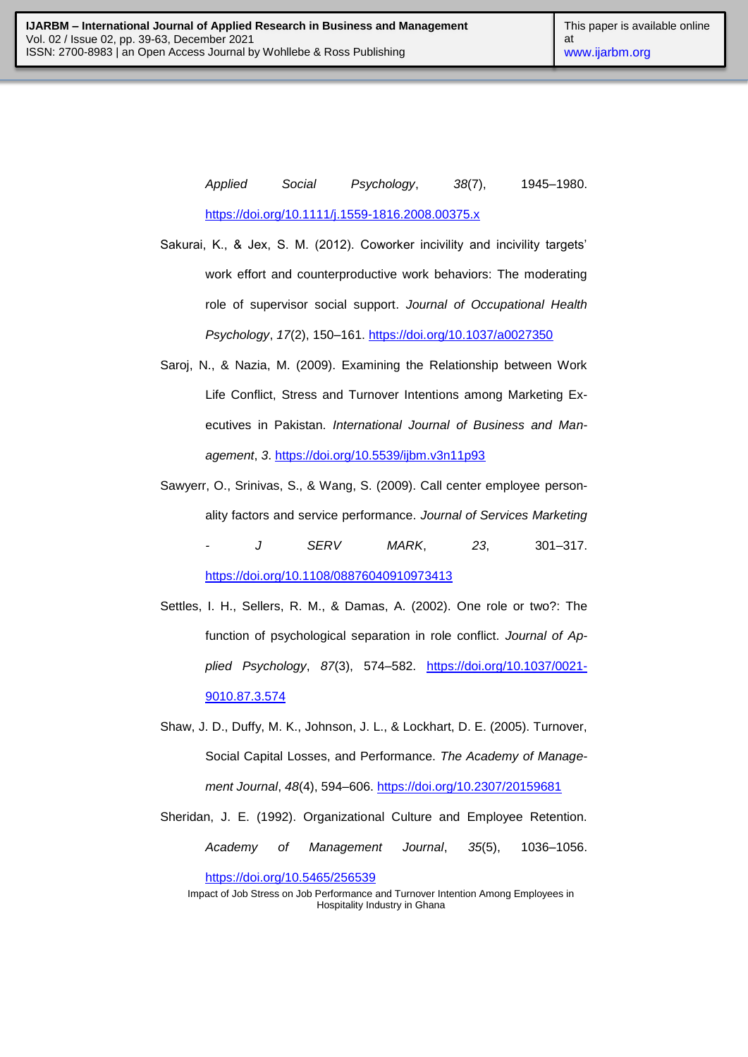*Applied Social Psychology*, *38*(7), 1945–1980. https://doi.org/10.1111/j.1559-1816.2008.00375.x

Sakurai, K., & Jex, S. M. (2012). Coworker incivility and incivility targets' work effort and counterproductive work behaviors: The moderating role of supervisor social support. *Journal of Occupational Health Psychology*, *17*(2), 150–161. https://doi.org/10.1037/a0027350

Saroj, N., & Nazia, M. (2009). Examining the Relationship between Work Life Conflict, Stress and Turnover Intentions among Marketing Executives in Pakistan. *International Journal of Business and Management*, *3*. https://doi.org/10.5539/ijbm.v3n11p93

Sawyerr, O., Srinivas, S., & Wang, S. (2009). Call center employee personality factors and service performance. *Journal of Services Marketing - J SERV MARK*, *23*, 301–317. https://doi.org/10.1108/08876040910973413

Settles, I. H., Sellers, R. M., & Damas, A. (2002). One role or two?: The function of psychological separation in role conflict. *Journal of Applied Psychology*, *87*(3), 574–582. https://doi.org/10.1037/0021-9010.87.3.574

Shaw, J. D., Duffy, M. K., Johnson, J. L., & Lockhart, D. E. (2005). Turnover, Social Capital Losses, and Performance. *The Academy of Management Journal*, *48*(4), 594–606. https://doi.org/10.2307/20159681

Sheridan, J. E. (1992). Organizational Culture and Employee Retention. *Academy of Management Journal*, *35*(5), 1036–1056. https://doi.org/10.5465/256539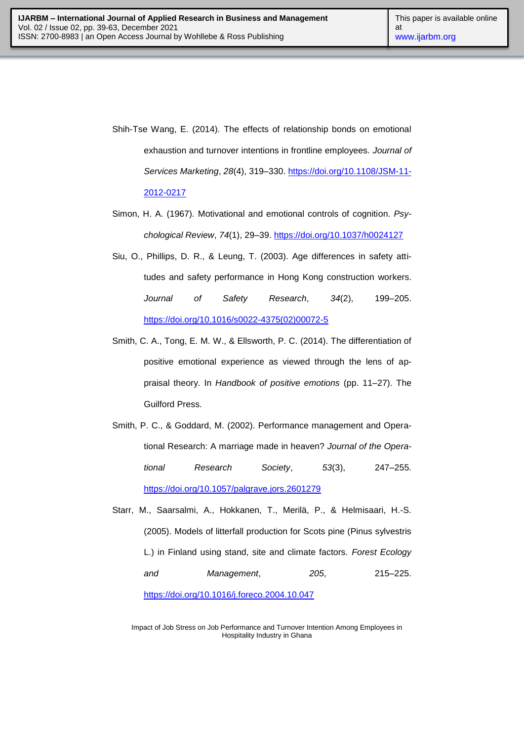Shih-Tse Wang, E. (2014). The effects of relationship bonds on emotional exhaustion and turnover intentions in frontline employees. *Journal of Services Marketing*, *28*(4), 319–330. https://doi.org/10.1108/JSM-11-2012-0217

Simon, H. A. (1967). Motivational and emotional controls of cognition. *Psychological Review*, *74*(1), 29–39. https://doi.org/10.1037/h0024127

Siu, O., Phillips, D. R., & Leung, T. (2003). Age differences in safety attitudes and safety performance in Hong Kong construction workers. *Journal of Safety Research*, *34*(2), 199–205. https://doi.org/10.1016/s0022-4375(02)00072-5

Smith, C. A., Tong, E. M. W., & Ellsworth, P. C. (2014). The differentiation of positive emotional experience as viewed through the lens of appraisal theory. In *Handbook of positive emotions* (pp. 11–27). The Guilford Press.

Smith, P. C., & Goddard, M. (2002). Performance management and Operational Research: A marriage made in heaven? *Journal of the Operational Research Society*, *53*(3), 247–255. https://doi.org/10.1057/palgrave.jors.2601279

Starr, M., Saarsalmi, A., Hokkanen, T., Merilä, P., & Helmisaari, H.-S. (2005). Models of litterfall production for Scots pine (Pinus sylvestris L.) in Finland using stand, site and climate factors. *Forest Ecology and Management*, *205*, 215–225. https://doi.org/10.1016/j.foreco.2004.10.047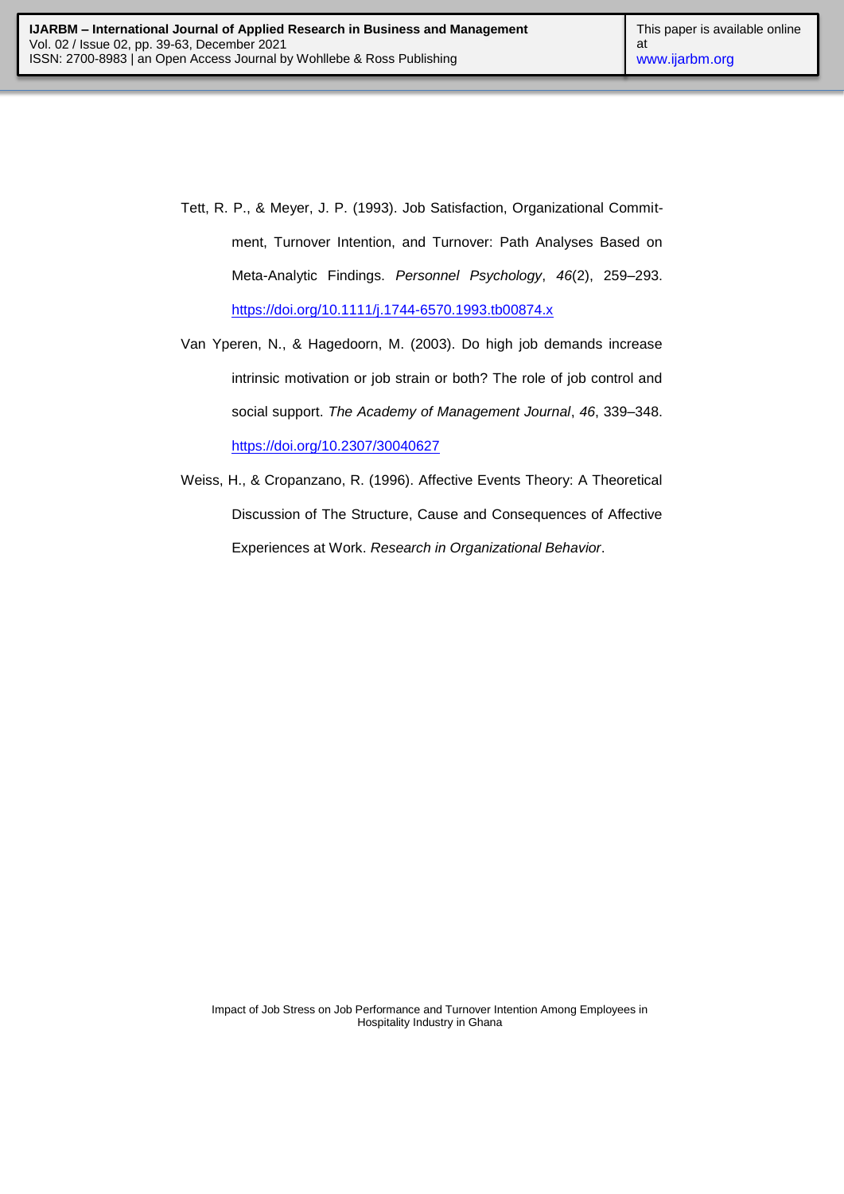Tett, R. P., & Meyer, J. P. (1993). Job Satisfaction, Organizational Commitment, Turnover Intention, and Turnover: Path Analyses Based on Meta-Analytic Findings. *Personnel Psychology*, *46*(2), 259–293. https://doi.org/10.1111/j.1744-6570.1993.tb00874.x

Van Yperen, N., & Hagedoorn, M. (2003). Do high job demands increase intrinsic motivation or job strain or both? The role of job control and social support. *The Academy of Management Journal*, *46*, 339–348. https://doi.org/10.2307/30040627

Weiss, H., & Cropanzano, R. (1996). Affective Events Theory: A Theoretical Discussion of The Structure, Cause and Consequences of Affective Experiences at Work. *Research in Organizational Behavior*.